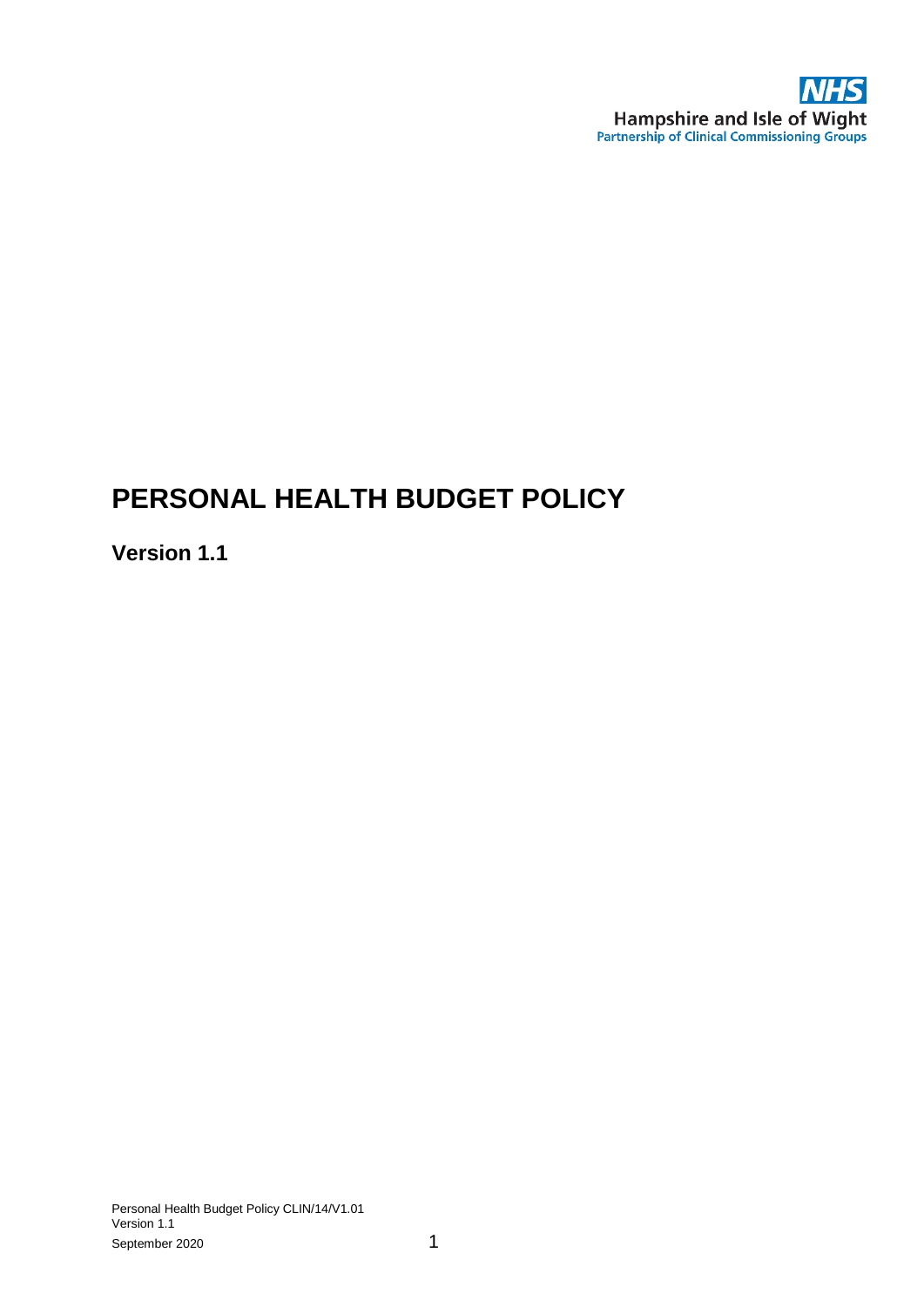NHS
Hampshire and Isle of Wight
Partnership of Clinical Commissioning Groups

# PERSONAL HEALTH BUDGET POLICY

## Version 1.1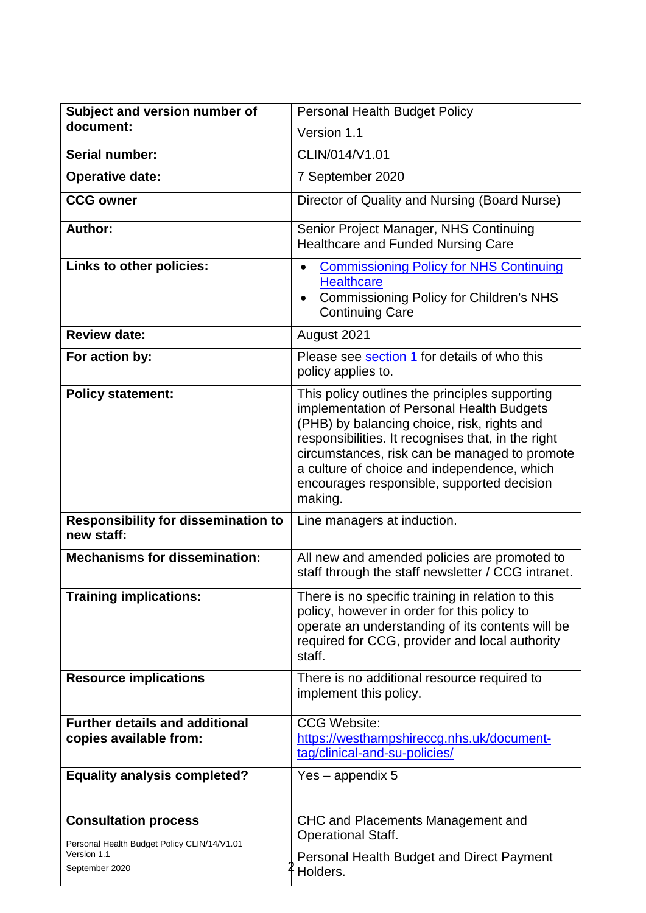| **Subject and version number of document:** | Personal Health Budget Policy<br>Version 1.1 |
|---|---|
| **Serial number:** | CLIN/014/V1.01 |
| **Operative date:** | 7 September 2020 |
| **CCG owner** | Director of Quality and Nursing (Board Nurse) |
| **Author:** | Senior Project Manager, NHS Continuing Healthcare and Funded Nursing Care |
| **Links to other policies:** | • Commissioning Policy for NHS Continuing Healthcare<br>• Commissioning Policy for Children's NHS Continuing Care |
| **Review date:** | August 2021 |
| **For action by:** | Please see section 1 for details of who this policy applies to. |
| **Policy statement:** | This policy outlines the principles supporting implementation of Personal Health Budgets (PHB) by balancing choice, risk, rights and responsibilities. It recognises that, in the right circumstances, risk can be managed to promote a culture of choice and independence, which encourages responsible, supported decision making. |
| **Responsibility for dissemination to new staff:** | Line managers at induction. |
| **Mechanisms for dissemination:** | All new and amended policies are promoted to staff through the staff newsletter / CCG intranet. |
| **Training implications:** | There is no specific training in relation to this policy, however in order for this policy to operate an understanding of its contents will be required for CCG, provider and local authority staff. |
| **Resource implications** | There is no additional resource required to implement this policy. |
| **Further details and additional copies available from:** | CCG Website:<br>https://westhampshireccg.nhs.uk/document-tag/clinical-and-su-policies/ |
| **Equality analysis completed?** | Yes – appendix 5 |
| **Consultation process** | CHC and Placements Management and Operational Staff.<br>Personal Health Budget and Direct Payment Holders. |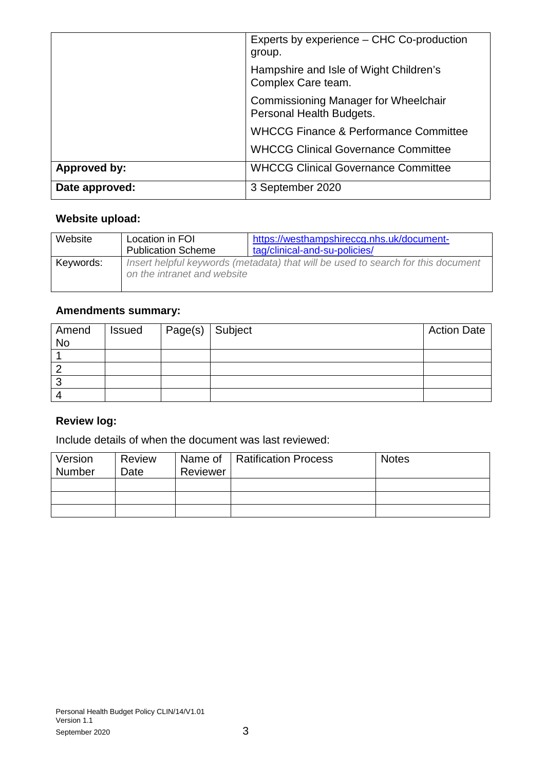| | |
|---|---|
| | Experts by experience – CHC Co-production group.<br>Hampshire and Isle of Wight Children's Complex Care team.<br>Commissioning Manager for Wheelchair Personal Health Budgets.<br>WHCCG Finance & Performance Committee<br>WHCCG Clinical Governance Committee |
| **Approved by:** | WHCCG Clinical Governance Committee |
| **Date approved:** | 3 September 2020 |

**Website upload:**

| Website | Location in FOI Publication Scheme | https://westhampshireccg.nhs.uk/document-tag/clinical-and-su-policies/ |
|---|---|---|
| Keywords: | *Insert helpful keywords (metadata) that will be used to search for this document on the intranet and website* | |

**Amendments summary:**

| Amend No | Issued | Page(s) | Subject | Action Date |
|---|---|---|---|---|
| 1 | | | | |
| 2 | | | | |
| 3 | | | | |
| 4 | | | | |

**Review log:**

Include details of when the document was last reviewed:

| Version Number | Review Date | Name of Reviewer | Ratification Process | Notes |
|---|---|---|---|---|
| | | | | |
| | | | | |
| | | | | |

Personal Health Budget Policy CLIN/14/V1.01
Version 1.1
September 2020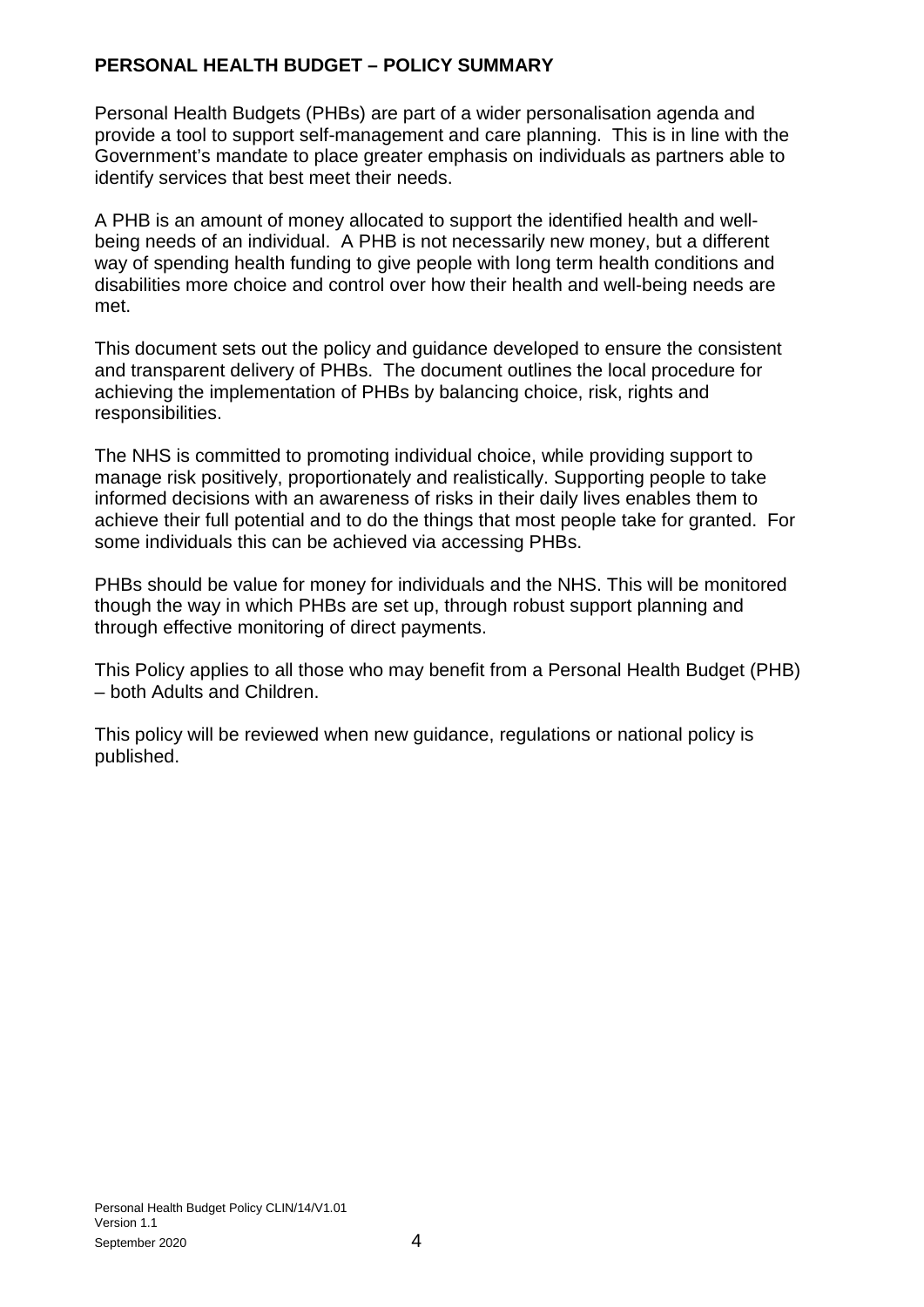## PERSONAL HEALTH BUDGET – POLICY SUMMARY

Personal Health Budgets (PHBs) are part of a wider personalisation agenda and provide a tool to support self-management and care planning. This is in line with the Government's mandate to place greater emphasis on individuals as partners able to identify services that best meet their needs.

A PHB is an amount of money allocated to support the identified health and well-being needs of an individual. A PHB is not necessarily new money, but a different way of spending health funding to give people with long term health conditions and disabilities more choice and control over how their health and well-being needs are met.

This document sets out the policy and guidance developed to ensure the consistent and transparent delivery of PHBs. The document outlines the local procedure for achieving the implementation of PHBs by balancing choice, risk, rights and responsibilities.

The NHS is committed to promoting individual choice, while providing support to manage risk positively, proportionately and realistically. Supporting people to take informed decisions with an awareness of risks in their daily lives enables them to achieve their full potential and to do the things that most people take for granted. For some individuals this can be achieved via accessing PHBs.

PHBs should be value for money for individuals and the NHS. This will be monitored though the way in which PHBs are set up, through robust support planning and through effective monitoring of direct payments.

This Policy applies to all those who may benefit from a Personal Health Budget (PHB) – both Adults and Children.

This policy will be reviewed when new guidance, regulations or national policy is published.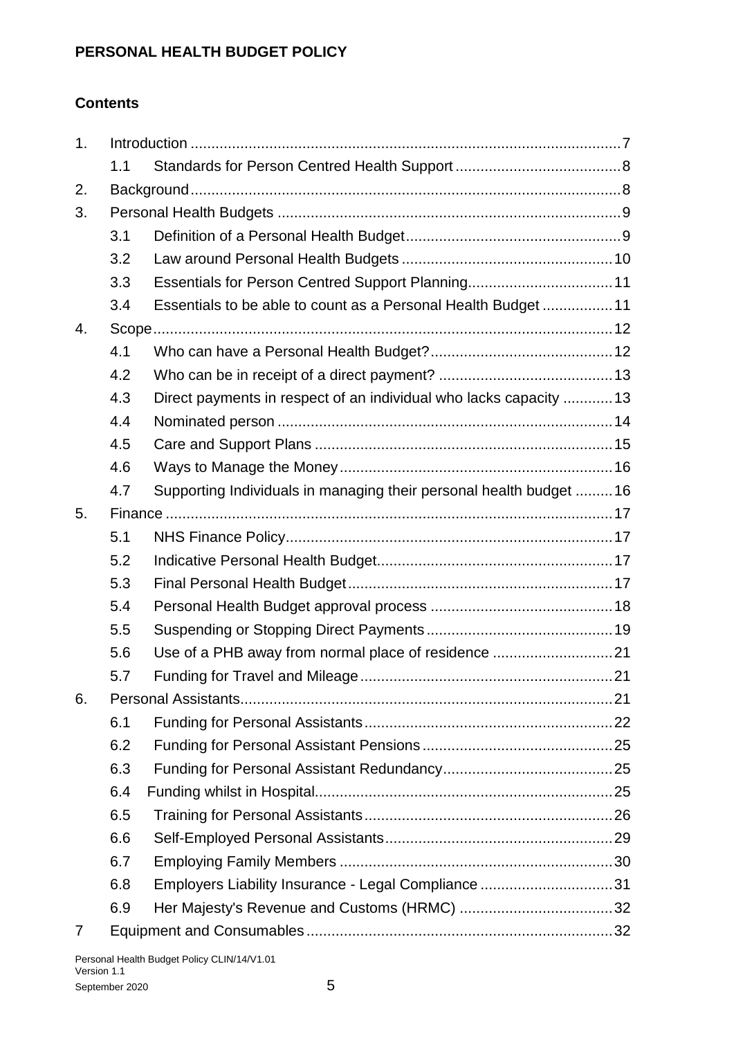**PERSONAL HEALTH BUDGET POLICY**

**Contents**

1. Introduction .......... 7
    - 1.1 Standards for Person Centred Health Support .......... 8
2. Background .......... 8
3. Personal Health Budgets .......... 9
    - 3.1 Definition of a Personal Health Budget .......... 9
    - 3.2 Law around Personal Health Budgets .......... 10
    - 3.3 Essentials for Person Centred Support Planning .......... 11
    - 3.4 Essentials to be able to count as a Personal Health Budget .......... 11
4. Scope .......... 12
    - 4.1 Who can have a Personal Health Budget? .......... 12
    - 4.2 Who can be in receipt of a direct payment? .......... 13
    - 4.3 Direct payments in respect of an individual who lacks capacity .......... 13
    - 4.4 Nominated person .......... 14
    - 4.5 Care and Support Plans .......... 15
    - 4.6 Ways to Manage the Money .......... 16
    - 4.7 Supporting Individuals in managing their personal health budget .......... 16
5. Finance .......... 17
    - 5.1 NHS Finance Policy .......... 17
    - 5.2 Indicative Personal Health Budget .......... 17
    - 5.3 Final Personal Health Budget .......... 17
    - 5.4 Personal Health Budget approval process .......... 18
    - 5.5 Suspending or Stopping Direct Payments .......... 19
    - 5.6 Use of a PHB away from normal place of residence .......... 21
    - 5.7 Funding for Travel and Mileage .......... 21
6. Personal Assistants .......... 21
    - 6.1 Funding for Personal Assistants .......... 22
    - 6.2 Funding for Personal Assistant Pensions .......... 25
    - 6.3 Funding for Personal Assistant Redundancy .......... 25
    - 6.4 Funding whilst in Hospital .......... 25
    - 6.5 Training for Personal Assistants .......... 26
    - 6.6 Self-Employed Personal Assistants .......... 29
    - 6.7 Employing Family Members .......... 30
    - 6.8 Employers Liability Insurance - Legal Compliance .......... 31
    - 6.9 Her Majesty's Revenue and Customs (HRMC) .......... 32
7 Equipment and Consumables .......... 32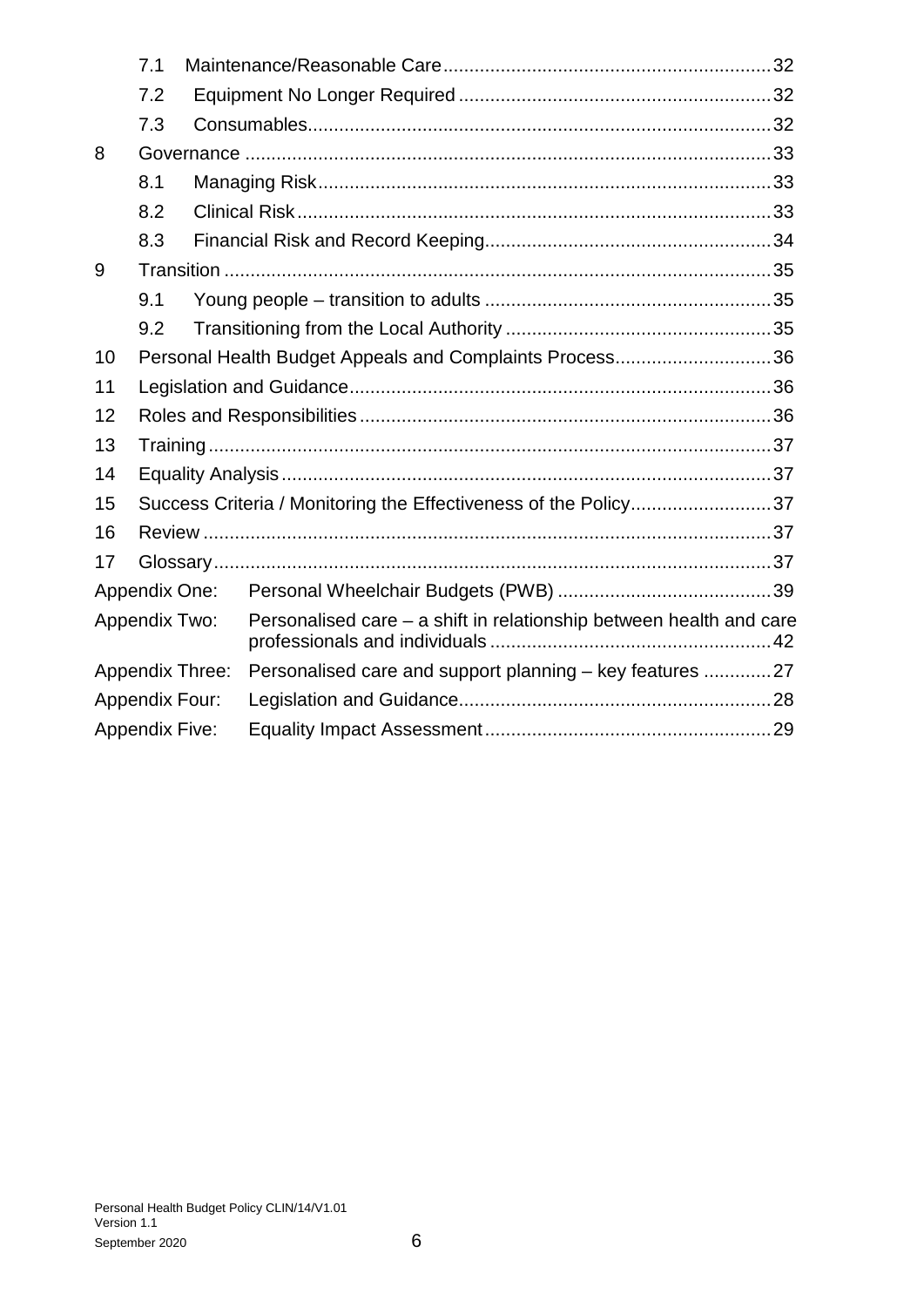| | | |
|---|---|---|
| 7.1 | Maintenance/Reasonable Care | 32 |
| 7.2 | Equipment No Longer Required | 32 |
| 7.3 | Consumables | 32 |
| 8 | Governance | 33 |
| 8.1 | Managing Risk | 33 |
| 8.2 | Clinical Risk | 33 |
| 8.3 | Financial Risk and Record Keeping | 34 |
| 9 | Transition | 35 |
| 9.1 | Young people – transition to adults | 35 |
| 9.2 | Transitioning from the Local Authority | 35 |
| 10 | Personal Health Budget Appeals and Complaints Process | 36 |
| 11 | Legislation and Guidance | 36 |
| 12 | Roles and Responsibilities | 36 |
| 13 | Training | 37 |
| 14 | Equality Analysis | 37 |
| 15 | Success Criteria / Monitoring the Effectiveness of the Policy | 37 |
| 16 | Review | 37 |
| 17 | Glossary | 37 |
| Appendix One: | Personal Wheelchair Budgets (PWB) | 39 |
| Appendix Two: | Personalised care – a shift in relationship between health and care professionals and individuals | 42 |
| Appendix Three: | Personalised care and support planning – key features | 27 |
| Appendix Four: | Legislation and Guidance | 28 |
| Appendix Five: | Equality Impact Assessment | 29 |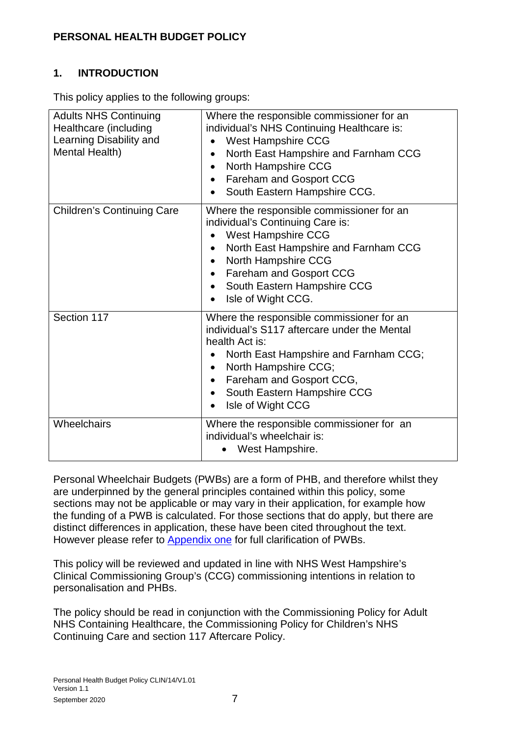# PERSONAL HEALTH BUDGET POLICY

## 1. INTRODUCTION

This policy applies to the following groups:

| | |
|---|---|
| Adults NHS Continuing Healthcare (including Learning Disability and Mental Health) | Where the responsible commissioner for an individual's NHS Continuing Healthcare is:<br>• West Hampshire CCG<br>• North East Hampshire and Farnham CCG<br>• North Hampshire CCG<br>• Fareham and Gosport CCG<br>• South Eastern Hampshire CCG. |
| Children's Continuing Care | Where the responsible commissioner for an individual's Continuing Care is:<br>• West Hampshire CCG<br>• North East Hampshire and Farnham CCG<br>• North Hampshire CCG<br>• Fareham and Gosport CCG<br>• South Eastern Hampshire CCG<br>• Isle of Wight CCG. |
| Section 117 | Where the responsible commissioner for an individual's S117 aftercare under the Mental health Act is:<br>• North East Hampshire and Farnham CCG;<br>• North Hampshire CCG;<br>• Fareham and Gosport CCG,<br>• South Eastern Hampshire CCG<br>• Isle of Wight CCG |
| Wheelchairs | Where the responsible commissioner for an individual's wheelchair is:<br>• West Hampshire. |

Personal Wheelchair Budgets (PWBs) are a form of PHB, and therefore whilst they are underpinned by the general principles contained within this policy, some sections may not be applicable or may vary in their application, for example how the funding of a PWB is calculated. For those sections that do apply, but there are distinct differences in application, these have been cited throughout the text. However please refer to Appendix one for full clarification of PWBs.

This policy will be reviewed and updated in line with NHS West Hampshire's Clinical Commissioning Group's (CCG) commissioning intentions in relation to personalisation and PHBs.

The policy should be read in conjunction with the Commissioning Policy for Adult NHS Containing Healthcare, the Commissioning Policy for Children's NHS Continuing Care and section 117 Aftercare Policy.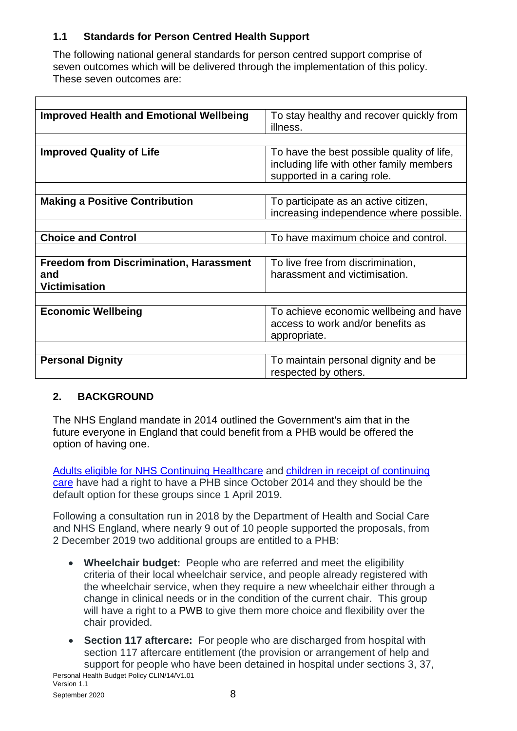### 1.1 Standards for Person Centred Health Support

The following national general standards for person centred support comprise of seven outcomes which will be delivered through the implementation of this policy. These seven outcomes are:

| | |
|---|---|
| **Improved Health and Emotional Wellbeing** | To stay healthy and recover quickly from illness. |
| **Improved Quality of Life** | To have the best possible quality of life, including life with other family members supported in a caring role. |
| **Making a Positive Contribution** | To participate as an active citizen, increasing independence where possible. |
| **Choice and Control** | To have maximum choice and control. |
| **Freedom from Discrimination, Harassment and Victimisation** | To live free from discrimination, harassment and victimisation. |
| **Economic Wellbeing** | To achieve economic wellbeing and have access to work and/or benefits as appropriate. |
| **Personal Dignity** | To maintain personal dignity and be respected by others. |

## 2. BACKGROUND

The NHS England mandate in 2014 outlined the Government's aim that in the future everyone in England that could benefit from a PHB would be offered the option of having one.

Adults eligible for NHS Continuing Healthcare and children in receipt of continuing care have had a right to have a PHB since October 2014 and they should be the default option for these groups since 1 April 2019.

Following a consultation run in 2018 by the Department of Health and Social Care and NHS England, where nearly 9 out of 10 people supported the proposals, from 2 December 2019 two additional groups are entitled to a PHB:

- **Wheelchair budget:** People who are referred and meet the eligibility criteria of their local wheelchair service, and people already registered with the wheelchair service, when they require a new wheelchair either through a change in clinical needs or in the condition of the current chair. This group will have a right to a PWB to give them more choice and flexibility over the chair provided.
- **Section 117 aftercare:** For people who are discharged from hospital with section 117 aftercare entitlement (the provision or arrangement of help and support for people who have been detained in hospital under sections 3, 37,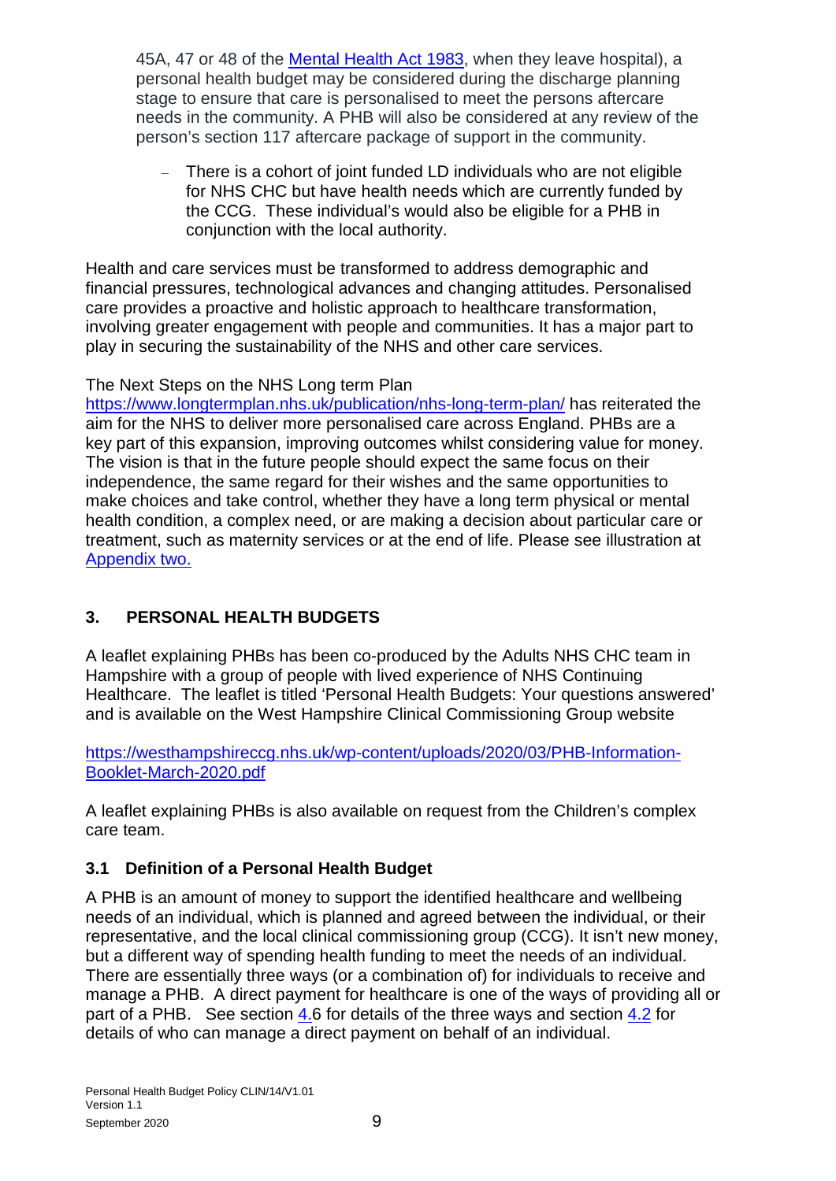45A, 47 or 48 of the [Mental Health Act 1983](), when they leave hospital), a personal health budget may be considered during the discharge planning stage to ensure that care is personalised to meet the persons aftercare needs in the community. A PHB will also be considered at any review of the person's section 117 aftercare package of support in the community.

- There is a cohort of joint funded LD individuals who are not eligible for NHS CHC but have health needs which are currently funded by the CCG. These individual's would also be eligible for a PHB in conjunction with the local authority.

Health and care services must be transformed to address demographic and financial pressures, technological advances and changing attitudes. Personalised care provides a proactive and holistic approach to healthcare transformation, involving greater engagement with people and communities. It has a major part to play in securing the sustainability of the NHS and other care services.

The Next Steps on the NHS Long term Plan https://www.longtermplan.nhs.uk/publication/nhs-long-term-plan/ has reiterated the aim for the NHS to deliver more personalised care across England. PHBs are a key part of this expansion, improving outcomes whilst considering value for money. The vision is that in the future people should expect the same focus on their independence, the same regard for their wishes and the same opportunities to make choices and take control, whether they have a long term physical or mental health condition, a complex need, or are making a decision about particular care or treatment, such as maternity services or at the end of life. Please see illustration at Appendix two.

## 3. PERSONAL HEALTH BUDGETS

A leaflet explaining PHBs has been co-produced by the Adults NHS CHC team in Hampshire with a group of people with lived experience of NHS Continuing Healthcare. The leaflet is titled 'Personal Health Budgets: Your questions answered' and is available on the West Hampshire Clinical Commissioning Group website

https://westhampshireccg.nhs.uk/wp-content/uploads/2020/03/PHB-Information-Booklet-March-2020.pdf

A leaflet explaining PHBs is also available on request from the Children's complex care team.

### 3.1 Definition of a Personal Health Budget

A PHB is an amount of money to support the identified healthcare and wellbeing needs of an individual, which is planned and agreed between the individual, or their representative, and the local clinical commissioning group (CCG). It isn't new money, but a different way of spending health funding to meet the needs of an individual. There are essentially three ways (or a combination of) for individuals to receive and manage a PHB. A direct payment for healthcare is one of the ways of providing all or part of a PHB. See section 4.6 for details of the three ways and section 4.2 for details of who can manage a direct payment on behalf of an individual.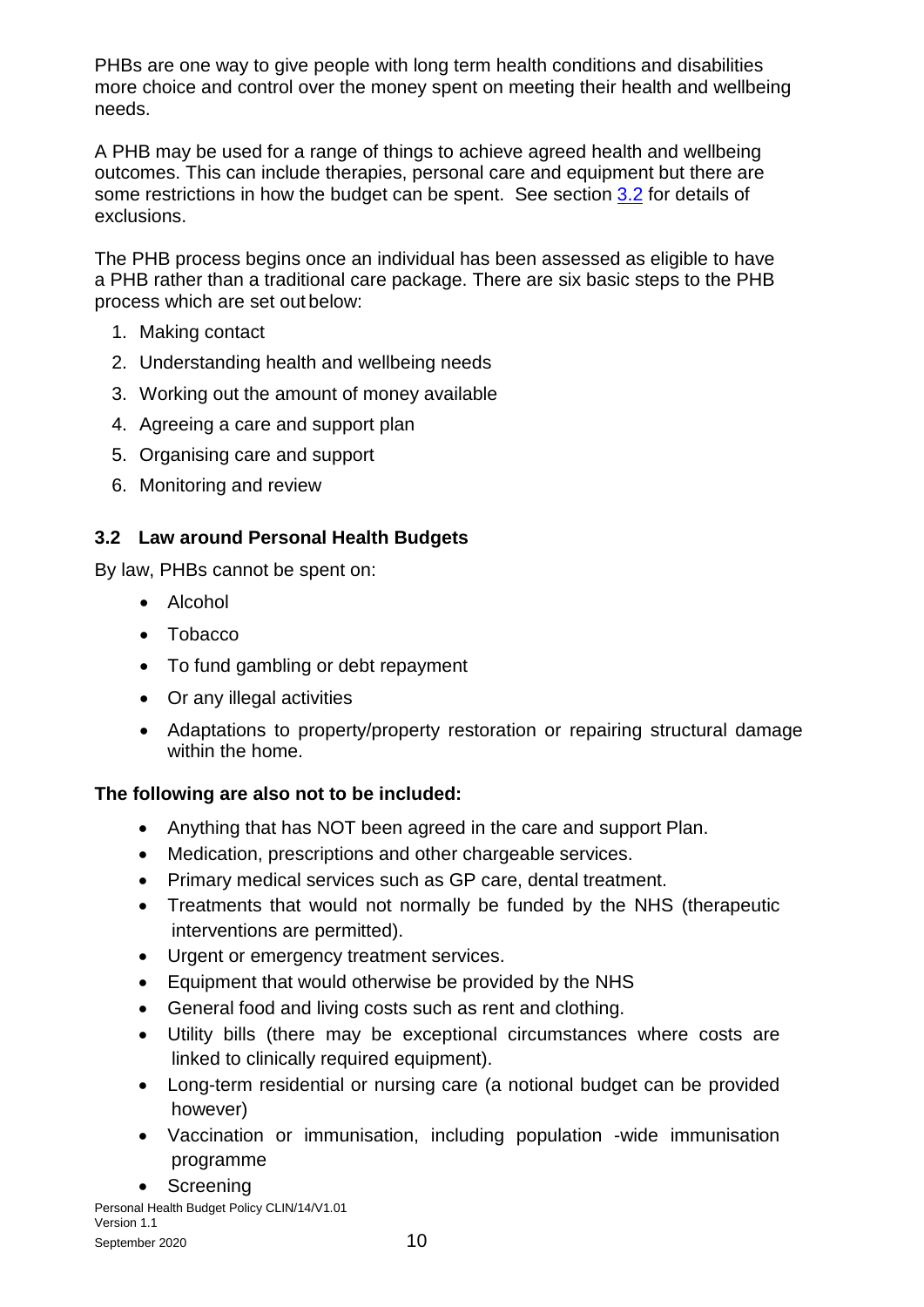PHBs are one way to give people with long term health conditions and disabilities more choice and control over the money spent on meeting their health and wellbeing needs.

A PHB may be used for a range of things to achieve agreed health and wellbeing outcomes. This can include therapies, personal care and equipment but there are some restrictions in how the budget can be spent. See section 3.2 for details of exclusions.

The PHB process begins once an individual has been assessed as eligible to have a PHB rather than a traditional care package. There are six basic steps to the PHB process which are set out below:

1. Making contact
2. Understanding health and wellbeing needs
3. Working out the amount of money available
4. Agreeing a care and support plan
5. Organising care and support
6. Monitoring and review

### 3.2 Law around Personal Health Budgets

By law, PHBs cannot be spent on:

- Alcohol
- Tobacco
- To fund gambling or debt repayment
- Or any illegal activities
- Adaptations to property/property restoration or repairing structural damage within the home.

**The following are also not to be included:**

- Anything that has NOT been agreed in the care and support Plan.
- Medication, prescriptions and other chargeable services.
- Primary medical services such as GP care, dental treatment.
- Treatments that would not normally be funded by the NHS (therapeutic interventions are permitted).
- Urgent or emergency treatment services.
- Equipment that would otherwise be provided by the NHS
- General food and living costs such as rent and clothing.
- Utility bills (there may be exceptional circumstances where costs are linked to clinically required equipment).
- Long-term residential or nursing care (a notional budget can be provided however)
- Vaccination or immunisation, including population -wide immunisation programme
- Screening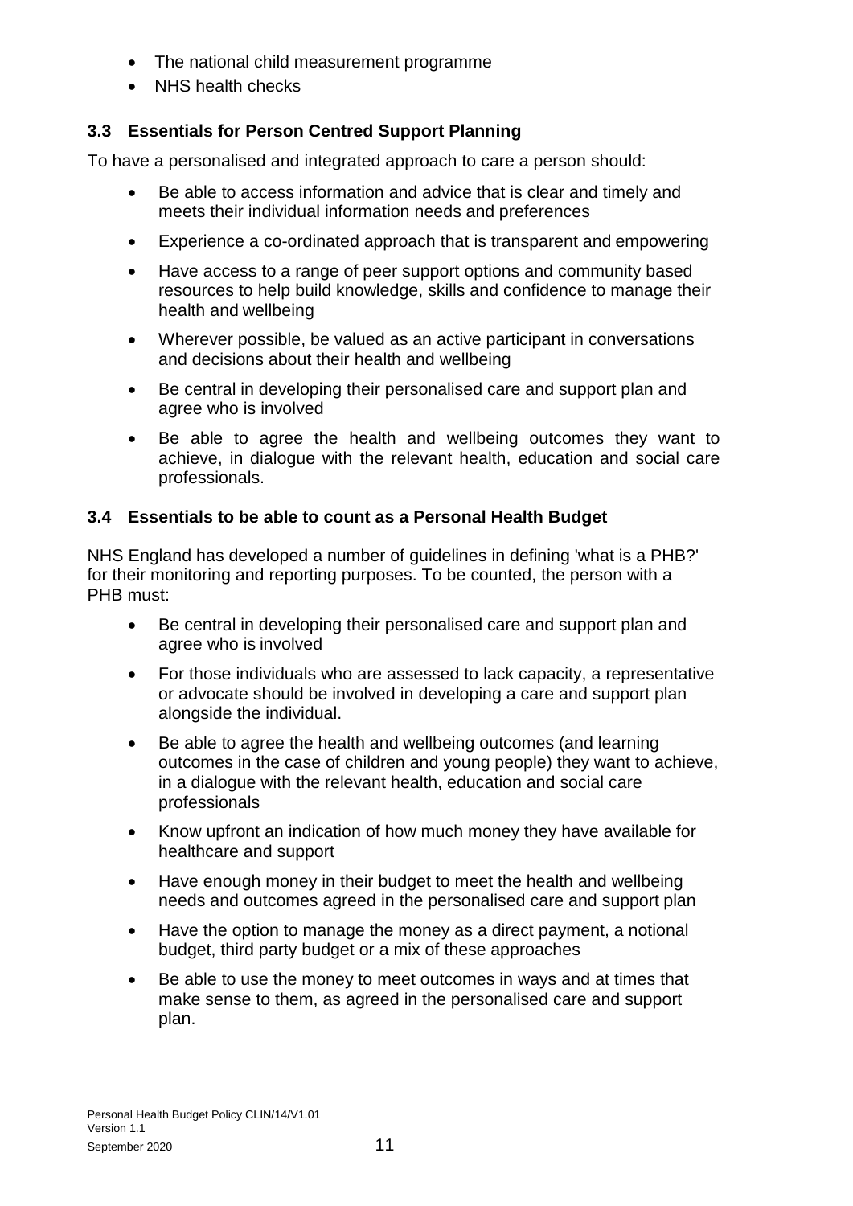- The national child measurement programme
- NHS health checks

### 3.3 Essentials for Person Centred Support Planning

To have a personalised and integrated approach to care a person should:

- Be able to access information and advice that is clear and timely and meets their individual information needs and preferences
- Experience a co-ordinated approach that is transparent and empowering
- Have access to a range of peer support options and community based resources to help build knowledge, skills and confidence to manage their health and wellbeing
- Wherever possible, be valued as an active participant in conversations and decisions about their health and wellbeing
- Be central in developing their personalised care and support plan and agree who is involved
- Be able to agree the health and wellbeing outcomes they want to achieve, in dialogue with the relevant health, education and social care professionals.

### 3.4 Essentials to be able to count as a Personal Health Budget

NHS England has developed a number of guidelines in defining 'what is a PHB?' for their monitoring and reporting purposes. To be counted, the person with a PHB must:

- Be central in developing their personalised care and support plan and agree who is involved
- For those individuals who are assessed to lack capacity, a representative or advocate should be involved in developing a care and support plan alongside the individual.
- Be able to agree the health and wellbeing outcomes (and learning outcomes in the case of children and young people) they want to achieve, in a dialogue with the relevant health, education and social care professionals
- Know upfront an indication of how much money they have available for healthcare and support
- Have enough money in their budget to meet the health and wellbeing needs and outcomes agreed in the personalised care and support plan
- Have the option to manage the money as a direct payment, a notional budget, third party budget or a mix of these approaches
- Be able to use the money to meet outcomes in ways and at times that make sense to them, as agreed in the personalised care and support plan.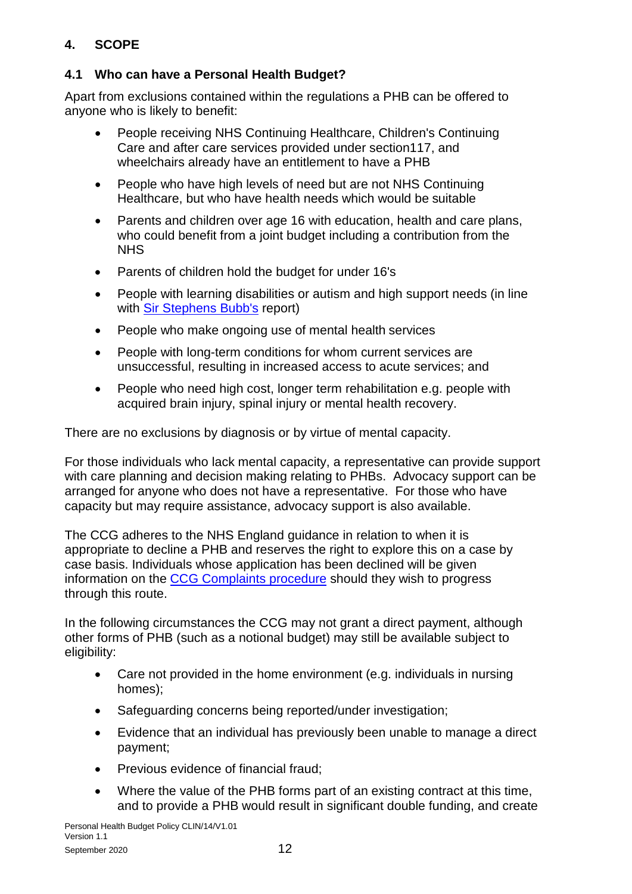## 4. SCOPE

### 4.1 Who can have a Personal Health Budget?

Apart from exclusions contained within the regulations a PHB can be offered to anyone who is likely to benefit:

- People receiving NHS Continuing Healthcare, Children's Continuing Care and after care services provided under section117, and wheelchairs already have an entitlement to have a PHB
- People who have high levels of need but are not NHS Continuing Healthcare, but who have health needs which would be suitable
- Parents and children over age 16 with education, health and care plans, who could benefit from a joint budget including a contribution from the NHS
- Parents of children hold the budget for under 16's
- People with learning disabilities or autism and high support needs (in line with [Sir Stephens Bubb's]() report)
- People who make ongoing use of mental health services
- People with long-term conditions for whom current services are unsuccessful, resulting in increased access to acute services; and
- People who need high cost, longer term rehabilitation e.g. people with acquired brain injury, spinal injury or mental health recovery.

There are no exclusions by diagnosis or by virtue of mental capacity.

For those individuals who lack mental capacity, a representative can provide support with care planning and decision making relating to PHBs. Advocacy support can be arranged for anyone who does not have a representative. For those who have capacity but may require assistance, advocacy support is also available.

The CCG adheres to the NHS England guidance in relation to when it is appropriate to decline a PHB and reserves the right to explore this on a case by case basis. Individuals whose application has been declined will be given information on the [CCG Complaints procedure]() should they wish to progress through this route.

In the following circumstances the CCG may not grant a direct payment, although other forms of PHB (such as a notional budget) may still be available subject to eligibility:

- Care not provided in the home environment (e.g. individuals in nursing homes);
- Safeguarding concerns being reported/under investigation;
- Evidence that an individual has previously been unable to manage a direct payment;
- Previous evidence of financial fraud;
- Where the value of the PHB forms part of an existing contract at this time, and to provide a PHB would result in significant double funding, and create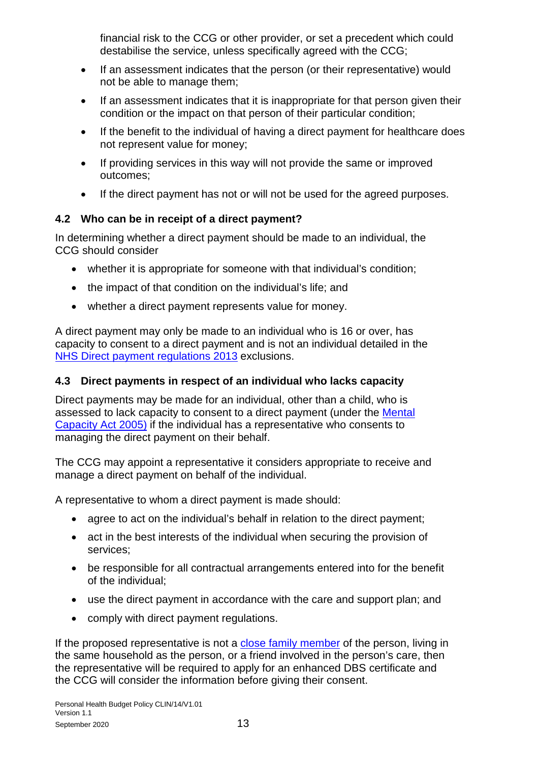financial risk to the CCG or other provider, or set a precedent which could destabilise the service, unless specifically agreed with the CCG;

- If an assessment indicates that the person (or their representative) would not be able to manage them;
- If an assessment indicates that it is inappropriate for that person given their condition or the impact on that person of their particular condition;
- If the benefit to the individual of having a direct payment for healthcare does not represent value for money;
- If providing services in this way will not provide the same or improved outcomes;
- If the direct payment has not or will not be used for the agreed purposes.

### 4.2 Who can be in receipt of a direct payment?

In determining whether a direct payment should be made to an individual, the CCG should consider

- whether it is appropriate for someone with that individual's condition;
- the impact of that condition on the individual's life; and
- whether a direct payment represents value for money.

A direct payment may only be made to an individual who is 16 or over, has capacity to consent to a direct payment and is not an individual detailed in the NHS Direct payment regulations 2013 exclusions.

### 4.3 Direct payments in respect of an individual who lacks capacity

Direct payments may be made for an individual, other than a child, who is assessed to lack capacity to consent to a direct payment (under the Mental Capacity Act 2005) if the individual has a representative who consents to managing the direct payment on their behalf.

The CCG may appoint a representative it considers appropriate to receive and manage a direct payment on behalf of the individual.

A representative to whom a direct payment is made should:

- agree to act on the individual's behalf in relation to the direct payment;
- act in the best interests of the individual when securing the provision of services;
- be responsible for all contractual arrangements entered into for the benefit of the individual;
- use the direct payment in accordance with the care and support plan; and
- comply with direct payment regulations.

If the proposed representative is not a close family member of the person, living in the same household as the person, or a friend involved in the person's care, then the representative will be required to apply for an enhanced DBS certificate and the CCG will consider the information before giving their consent.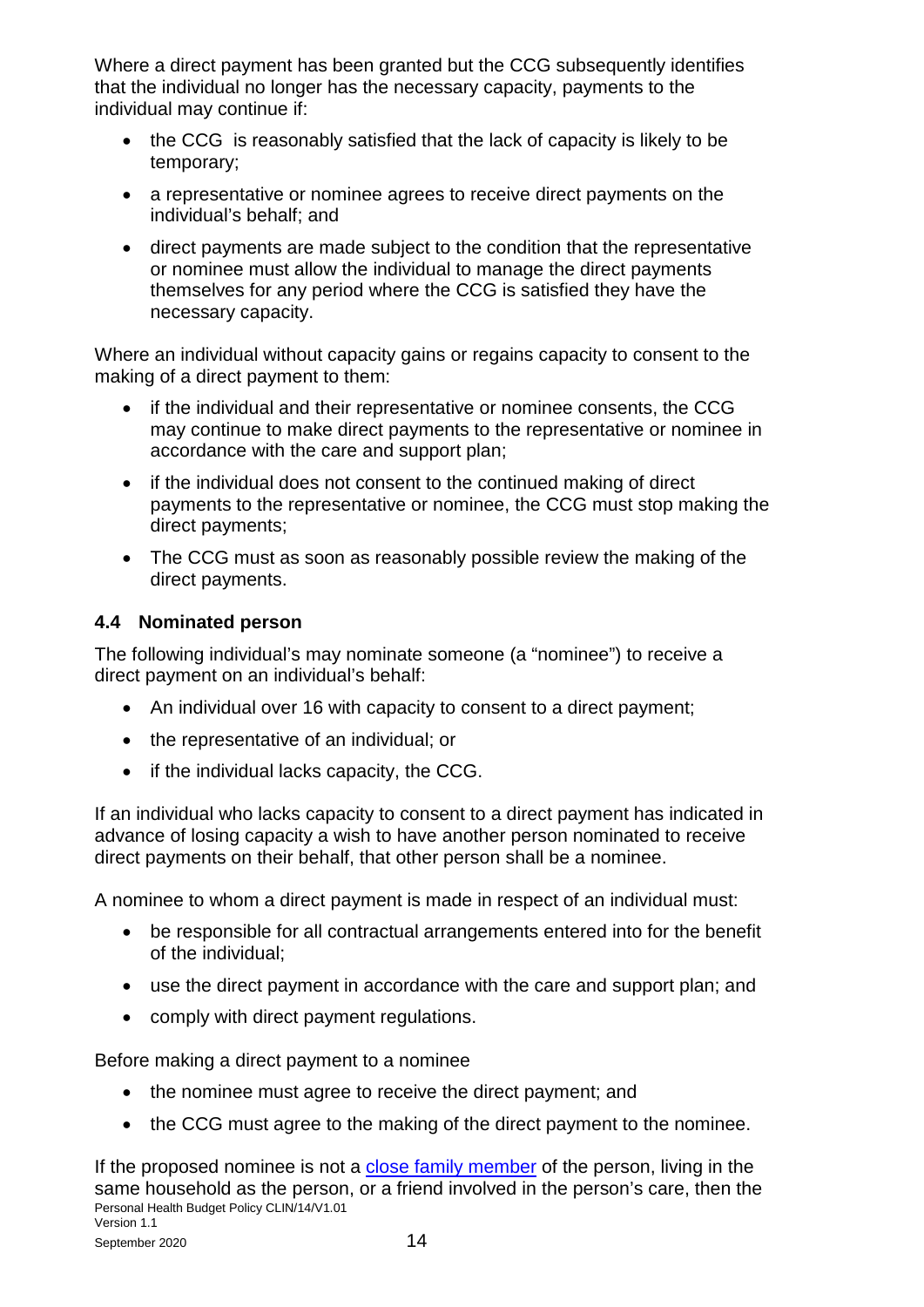Where a direct payment has been granted but the CCG subsequently identifies that the individual no longer has the necessary capacity, payments to the individual may continue if:

- the CCG  is reasonably satisfied that the lack of capacity is likely to be temporary;
- a representative or nominee agrees to receive direct payments on the individual's behalf; and
- direct payments are made subject to the condition that the representative or nominee must allow the individual to manage the direct payments themselves for any period where the CCG is satisfied they have the necessary capacity.

Where an individual without capacity gains or regains capacity to consent to the making of a direct payment to them:

- if the individual and their representative or nominee consents, the CCG may continue to make direct payments to the representative or nominee in accordance with the care and support plan;
- if the individual does not consent to the continued making of direct payments to the representative or nominee, the CCG must stop making the direct payments;
- The CCG must as soon as reasonably possible review the making of the direct payments.

### 4.4 Nominated person

The following individual's may nominate someone (a "nominee") to receive a direct payment on an individual's behalf:

- An individual over 16 with capacity to consent to a direct payment;
- the representative of an individual; or
- if the individual lacks capacity, the CCG.

If an individual who lacks capacity to consent to a direct payment has indicated in advance of losing capacity a wish to have another person nominated to receive direct payments on their behalf, that other person shall be a nominee.

A nominee to whom a direct payment is made in respect of an individual must:

- be responsible for all contractual arrangements entered into for the benefit of the individual;
- use the direct payment in accordance with the care and support plan; and
- comply with direct payment regulations.

Before making a direct payment to a nominee

- the nominee must agree to receive the direct payment; and
- the CCG must agree to the making of the direct payment to the nominee.

If the proposed nominee is not a [close family member](#) of the person, living in the same household as the person, or a friend involved in the person's care, then the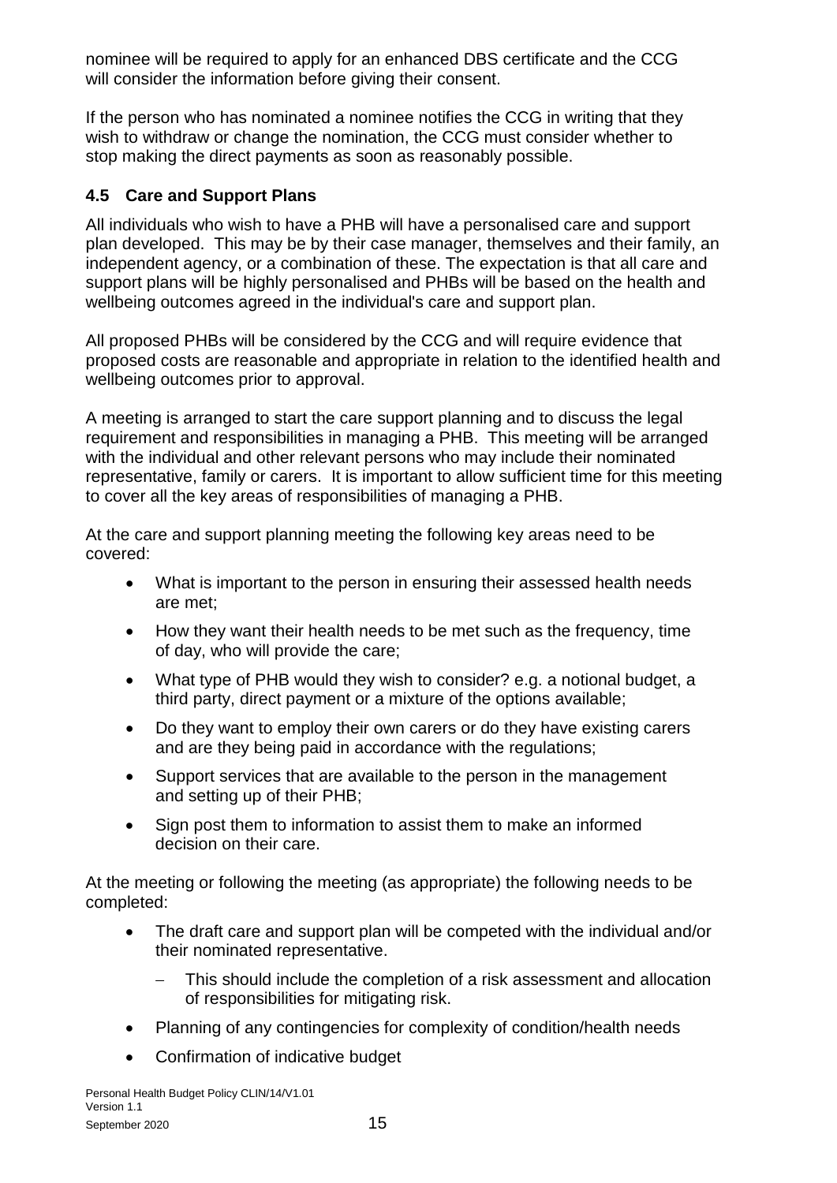nominee will be required to apply for an enhanced DBS certificate and the CCG will consider the information before giving their consent.

If the person who has nominated a nominee notifies the CCG in writing that they wish to withdraw or change the nomination, the CCG must consider whether to stop making the direct payments as soon as reasonably possible.

### 4.5 Care and Support Plans

All individuals who wish to have a PHB will have a personalised care and support plan developed. This may be by their case manager, themselves and their family, an independent agency, or a combination of these. The expectation is that all care and support plans will be highly personalised and PHBs will be based on the health and wellbeing outcomes agreed in the individual's care and support plan.

All proposed PHBs will be considered by the CCG and will require evidence that proposed costs are reasonable and appropriate in relation to the identified health and wellbeing outcomes prior to approval.

A meeting is arranged to start the care support planning and to discuss the legal requirement and responsibilities in managing a PHB. This meeting will be arranged with the individual and other relevant persons who may include their nominated representative, family or carers. It is important to allow sufficient time for this meeting to cover all the key areas of responsibilities of managing a PHB.

At the care and support planning meeting the following key areas need to be covered:

- What is important to the person in ensuring their assessed health needs are met;
- How they want their health needs to be met such as the frequency, time of day, who will provide the care;
- What type of PHB would they wish to consider? e.g. a notional budget, a third party, direct payment or a mixture of the options available;
- Do they want to employ their own carers or do they have existing carers and are they being paid in accordance with the regulations;
- Support services that are available to the person in the management and setting up of their PHB;
- Sign post them to information to assist them to make an informed decision on their care.

At the meeting or following the meeting (as appropriate) the following needs to be completed:

- The draft care and support plan will be competed with the individual and/or their nominated representative.
  - This should include the completion of a risk assessment and allocation of responsibilities for mitigating risk.
- Planning of any contingencies for complexity of condition/health needs
- Confirmation of indicative budget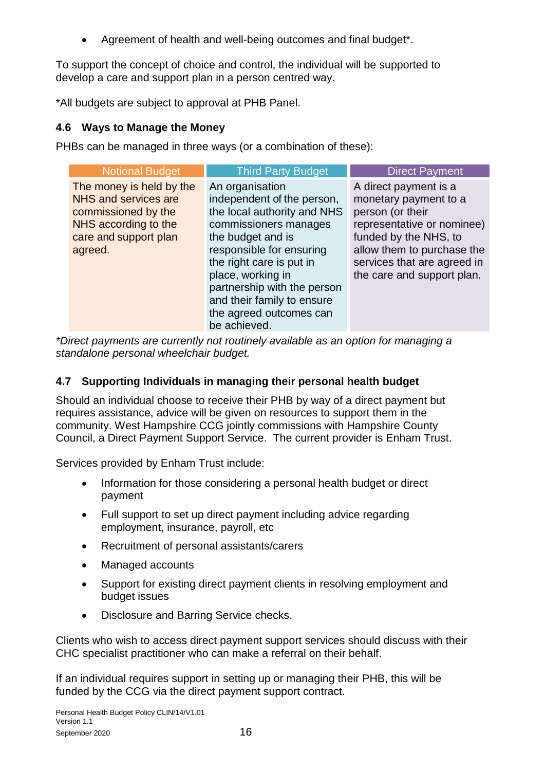- Agreement of health and well-being outcomes and final budget*.

To support the concept of choice and control, the individual will be supported to develop a care and support plan in a person centred way.

*All budgets are subject to approval at PHB Panel.

### 4.6 Ways to Manage the Money

PHBs can be managed in three ways (or a combination of these):

| Notional Budget | Third Party Budget | Direct Payment |
|---|---|---|
| The money is held by the NHS and services are commissioned by the NHS according to the care and support plan agreed. | An organisation independent of the person, the local authority and NHS commissioners manages the budget and is responsible for ensuring the right care is put in place, working in partnership with the person and their family to ensure the agreed outcomes can be achieved. | A direct payment is a monetary payment to a person (or their representative or nominee) funded by the NHS, to allow them to purchase the services that are agreed in the care and support plan. |

*\*Direct payments are currently not routinely available as an option for managing a standalone personal wheelchair budget.*

### 4.7 Supporting Individuals in managing their personal health budget

Should an individual choose to receive their PHB by way of a direct payment but requires assistance, advice will be given on resources to support them in the community. West Hampshire CCG jointly commissions with Hampshire County Council, a Direct Payment Support Service. The current provider is Enham Trust.

Services provided by Enham Trust include:

- Information for those considering a personal health budget or direct payment
- Full support to set up direct payment including advice regarding employment, insurance, payroll, etc
- Recruitment of personal assistants/carers
- Managed accounts
- Support for existing direct payment clients in resolving employment and budget issues
- Disclosure and Barring Service checks.

Clients who wish to access direct payment support services should discuss with their CHC specialist practitioner who can make a referral on their behalf.

If an individual requires support in setting up or managing their PHB, this will be funded by the CCG via the direct payment support contract.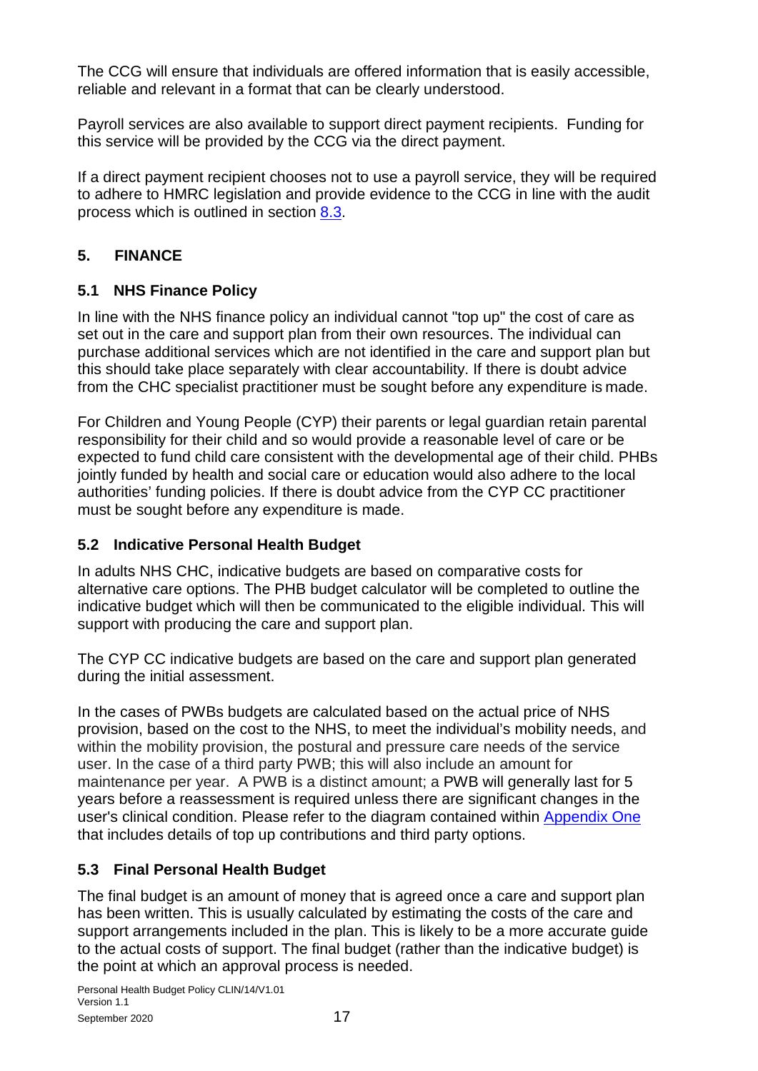The CCG will ensure that individuals are offered information that is easily accessible, reliable and relevant in a format that can be clearly understood.

Payroll services are also available to support direct payment recipients. Funding for this service will be provided by the CCG via the direct payment.

If a direct payment recipient chooses not to use a payroll service, they will be required to adhere to HMRC legislation and provide evidence to the CCG in line with the audit process which is outlined in section [8.3](#).

## 5. FINANCE

### 5.1 NHS Finance Policy

In line with the NHS finance policy an individual cannot "top up" the cost of care as set out in the care and support plan from their own resources. The individual can purchase additional services which are not identified in the care and support plan but this should take place separately with clear accountability. If there is doubt advice from the CHC specialist practitioner must be sought before any expenditure is made.

For Children and Young People (CYP) their parents or legal guardian retain parental responsibility for their child and so would provide a reasonable level of care or be expected to fund child care consistent with the developmental age of their child. PHBs jointly funded by health and social care or education would also adhere to the local authorities' funding policies. If there is doubt advice from the CYP CC practitioner must be sought before any expenditure is made.

### 5.2 Indicative Personal Health Budget

In adults NHS CHC, indicative budgets are based on comparative costs for alternative care options. The PHB budget calculator will be completed to outline the indicative budget which will then be communicated to the eligible individual. This will support with producing the care and support plan.

The CYP CC indicative budgets are based on the care and support plan generated during the initial assessment.

In the cases of PWBs budgets are calculated based on the actual price of NHS provision, based on the cost to the NHS, to meet the individual's mobility needs, and within the mobility provision, the postural and pressure care needs of the service user. In the case of a third party PWB; this will also include an amount for maintenance per year. A PWB is a distinct amount; a PWB will generally last for 5 years before a reassessment is required unless there are significant changes in the user's clinical condition. Please refer to the diagram contained within [Appendix One](#) that includes details of top up contributions and third party options.

### 5.3 Final Personal Health Budget

The final budget is an amount of money that is agreed once a care and support plan has been written. This is usually calculated by estimating the costs of the care and support arrangements included in the plan. This is likely to be a more accurate guide to the actual costs of support. The final budget (rather than the indicative budget) is the point at which an approval process is needed.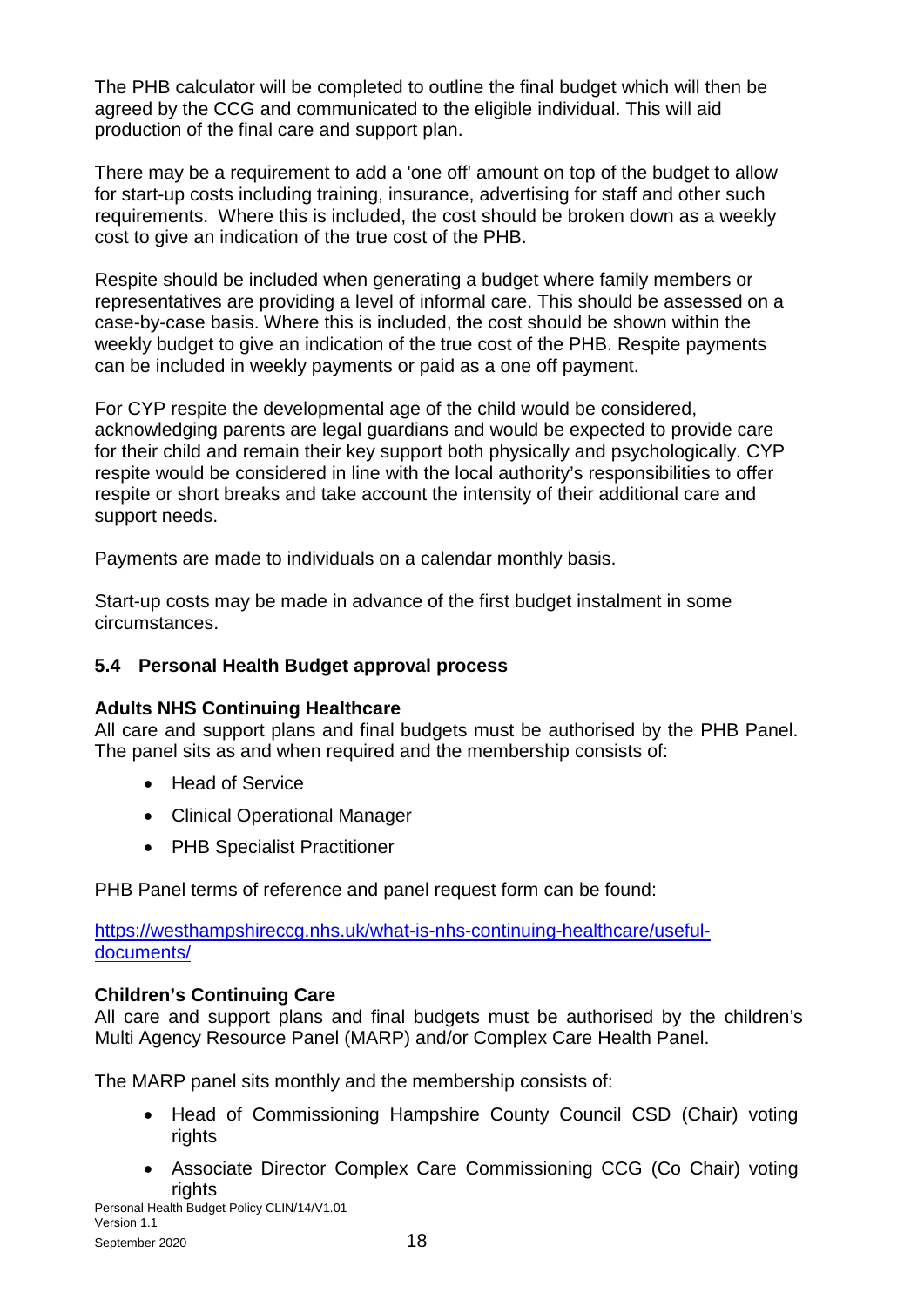The PHB calculator will be completed to outline the final budget which will then be agreed by the CCG and communicated to the eligible individual. This will aid production of the final care and support plan.

There may be a requirement to add a 'one off' amount on top of the budget to allow for start-up costs including training, insurance, advertising for staff and other such requirements. Where this is included, the cost should be broken down as a weekly cost to give an indication of the true cost of the PHB.

Respite should be included when generating a budget where family members or representatives are providing a level of informal care. This should be assessed on a case-by-case basis. Where this is included, the cost should be shown within the weekly budget to give an indication of the true cost of the PHB. Respite payments can be included in weekly payments or paid as a one off payment.

For CYP respite the developmental age of the child would be considered, acknowledging parents are legal guardians and would be expected to provide care for their child and remain their key support both physically and psychologically. CYP respite would be considered in line with the local authority's responsibilities to offer respite or short breaks and take account the intensity of their additional care and support needs.

Payments are made to individuals on a calendar monthly basis.

Start-up costs may be made in advance of the first budget instalment in some circumstances.

### 5.4 Personal Health Budget approval process

**Adults NHS Continuing Healthcare**
All care and support plans and final budgets must be authorised by the PHB Panel. The panel sits as and when required and the membership consists of:

- Head of Service
- Clinical Operational Manager
- PHB Specialist Practitioner

PHB Panel terms of reference and panel request form can be found:

https://westhampshireccg.nhs.uk/what-is-nhs-continuing-healthcare/useful-documents/

**Children's Continuing Care**
All care and support plans and final budgets must be authorised by the children's Multi Agency Resource Panel (MARP) and/or Complex Care Health Panel.

The MARP panel sits monthly and the membership consists of:

- Head of Commissioning Hampshire County Council CSD (Chair) voting rights
- Associate Director Complex Care Commissioning CCG (Co Chair) voting rights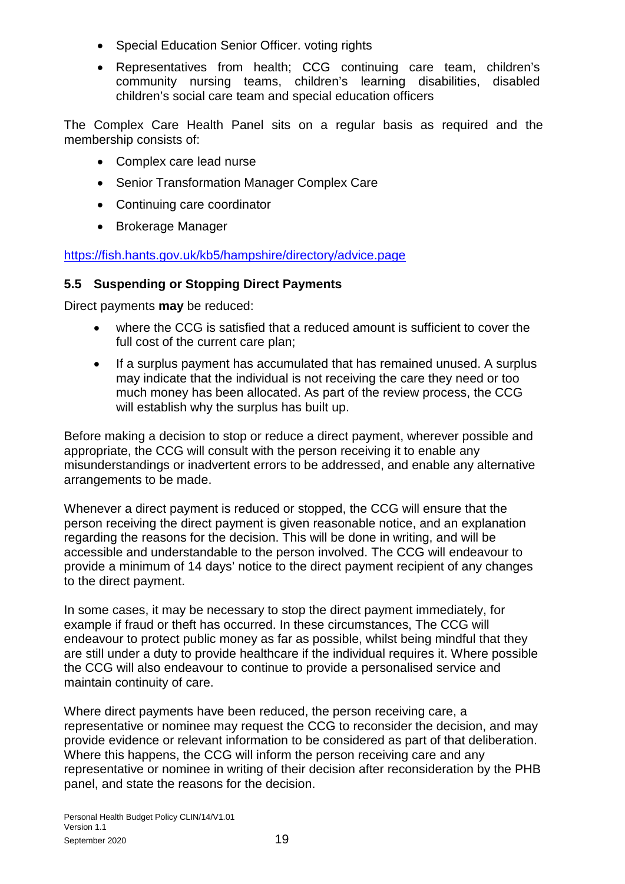- Special Education Senior Officer. voting rights
- Representatives from health; CCG continuing care team, children's community nursing teams, children's learning disabilities, disabled children's social care team and special education officers

The Complex Care Health Panel sits on a regular basis as required and the membership consists of:

- Complex care lead nurse
- Senior Transformation Manager Complex Care
- Continuing care coordinator
- Brokerage Manager

https://fish.hants.gov.uk/kb5/hampshire/directory/advice.page

### 5.5 Suspending or Stopping Direct Payments

Direct payments **may** be reduced:

- where the CCG is satisfied that a reduced amount is sufficient to cover the full cost of the current care plan;
- If a surplus payment has accumulated that has remained unused. A surplus may indicate that the individual is not receiving the care they need or too much money has been allocated. As part of the review process, the CCG will establish why the surplus has built up.

Before making a decision to stop or reduce a direct payment, wherever possible and appropriate, the CCG will consult with the person receiving it to enable any misunderstandings or inadvertent errors to be addressed, and enable any alternative arrangements to be made.

Whenever a direct payment is reduced or stopped, the CCG will ensure that the person receiving the direct payment is given reasonable notice, and an explanation regarding the reasons for the decision. This will be done in writing, and will be accessible and understandable to the person involved. The CCG will endeavour to provide a minimum of 14 days' notice to the direct payment recipient of any changes to the direct payment.

In some cases, it may be necessary to stop the direct payment immediately, for example if fraud or theft has occurred. In these circumstances, The CCG will endeavour to protect public money as far as possible, whilst being mindful that they are still under a duty to provide healthcare if the individual requires it. Where possible the CCG will also endeavour to continue to provide a personalised service and maintain continuity of care.

Where direct payments have been reduced, the person receiving care, a representative or nominee may request the CCG to reconsider the decision, and may provide evidence or relevant information to be considered as part of that deliberation. Where this happens, the CCG will inform the person receiving care and any representative or nominee in writing of their decision after reconsideration by the PHB panel, and state the reasons for the decision.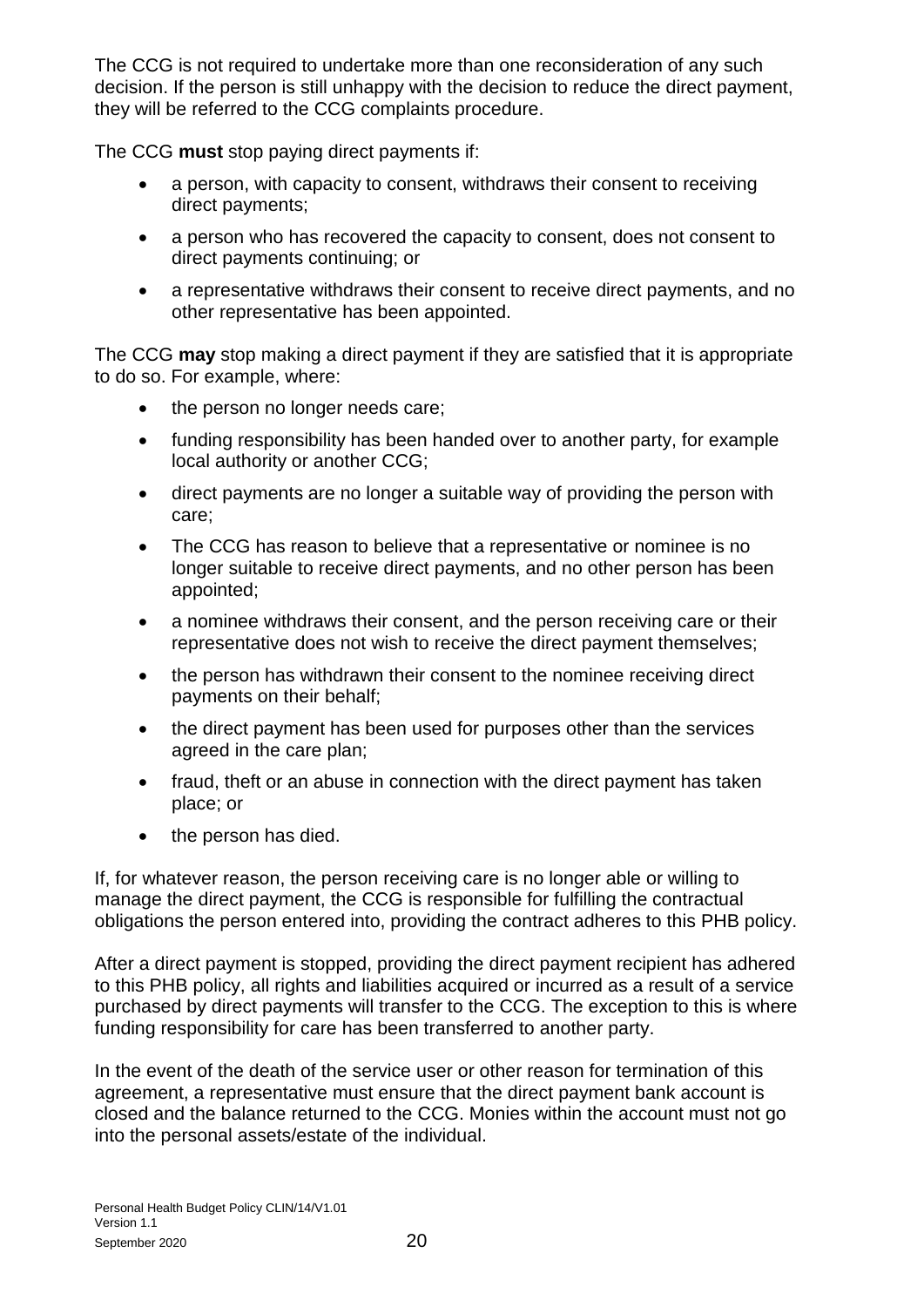The CCG is not required to undertake more than one reconsideration of any such decision. If the person is still unhappy with the decision to reduce the direct payment, they will be referred to the CCG complaints procedure.

The CCG **must** stop paying direct payments if:

- a person, with capacity to consent, withdraws their consent to receiving direct payments;
- a person who has recovered the capacity to consent, does not consent to direct payments continuing; or
- a representative withdraws their consent to receive direct payments, and no other representative has been appointed.

The CCG **may** stop making a direct payment if they are satisfied that it is appropriate to do so. For example, where:

- the person no longer needs care;
- funding responsibility has been handed over to another party, for example local authority or another CCG;
- direct payments are no longer a suitable way of providing the person with care;
- The CCG has reason to believe that a representative or nominee is no longer suitable to receive direct payments, and no other person has been appointed;
- a nominee withdraws their consent, and the person receiving care or their representative does not wish to receive the direct payment themselves;
- the person has withdrawn their consent to the nominee receiving direct payments on their behalf;
- the direct payment has been used for purposes other than the services agreed in the care plan;
- fraud, theft or an abuse in connection with the direct payment has taken place; or
- the person has died.

If, for whatever reason, the person receiving care is no longer able or willing to manage the direct payment, the CCG is responsible for fulfilling the contractual obligations the person entered into, providing the contract adheres to this PHB policy.

After a direct payment is stopped, providing the direct payment recipient has adhered to this PHB policy, all rights and liabilities acquired or incurred as a result of a service purchased by direct payments will transfer to the CCG. The exception to this is where funding responsibility for care has been transferred to another party.

In the event of the death of the service user or other reason for termination of this agreement, a representative must ensure that the direct payment bank account is closed and the balance returned to the CCG. Monies within the account must not go into the personal assets/estate of the individual.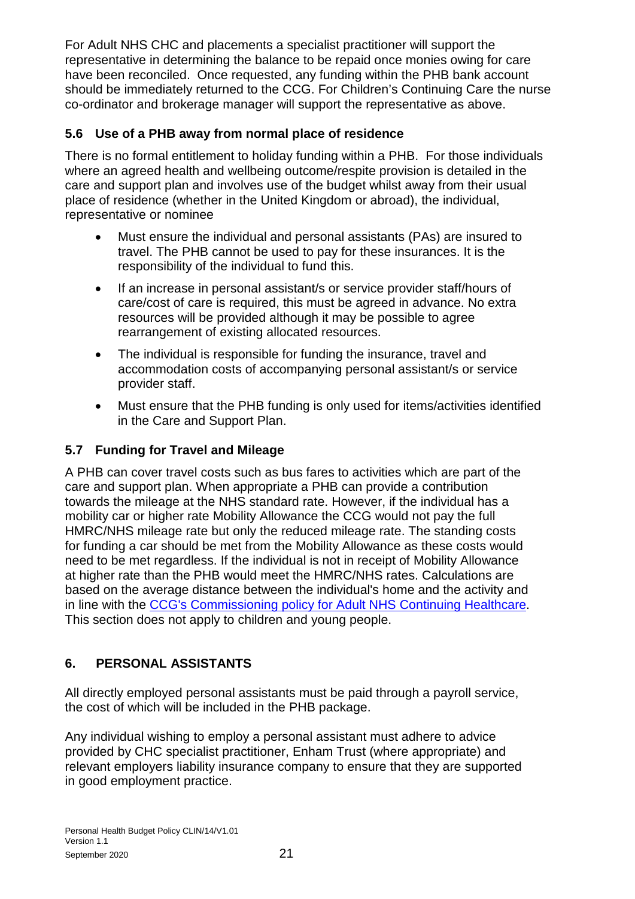For Adult NHS CHC and placements a specialist practitioner will support the representative in determining the balance to be repaid once monies owing for care have been reconciled. Once requested, any funding within the PHB bank account should be immediately returned to the CCG. For Children's Continuing Care the nurse co-ordinator and brokerage manager will support the representative as above.

### 5.6 Use of a PHB away from normal place of residence

There is no formal entitlement to holiday funding within a PHB. For those individuals where an agreed health and wellbeing outcome/respite provision is detailed in the care and support plan and involves use of the budget whilst away from their usual place of residence (whether in the United Kingdom or abroad), the individual, representative or nominee

- Must ensure the individual and personal assistants (PAs) are insured to travel. The PHB cannot be used to pay for these insurances. It is the responsibility of the individual to fund this.
- If an increase in personal assistant/s or service provider staff/hours of care/cost of care is required, this must be agreed in advance. No extra resources will be provided although it may be possible to agree rearrangement of existing allocated resources.
- The individual is responsible for funding the insurance, travel and accommodation costs of accompanying personal assistant/s or service provider staff.
- Must ensure that the PHB funding is only used for items/activities identified in the Care and Support Plan.

### 5.7 Funding for Travel and Mileage

A PHB can cover travel costs such as bus fares to activities which are part of the care and support plan. When appropriate a PHB can provide a contribution towards the mileage at the NHS standard rate. However, if the individual has a mobility car or higher rate Mobility Allowance the CCG would not pay the full HMRC/NHS mileage rate but only the reduced mileage rate. The standing costs for funding a car should be met from the Mobility Allowance as these costs would need to be met regardless. If the individual is not in receipt of Mobility Allowance at higher rate than the PHB would meet the HMRC/NHS rates. Calculations are based on the average distance between the individual's home and the activity and in line with the CCG's Commissioning policy for Adult NHS Continuing Healthcare. This section does not apply to children and young people.

## 6. PERSONAL ASSISTANTS

All directly employed personal assistants must be paid through a payroll service, the cost of which will be included in the PHB package.

Any individual wishing to employ a personal assistant must adhere to advice provided by CHC specialist practitioner, Enham Trust (where appropriate) and relevant employers liability insurance company to ensure that they are supported in good employment practice.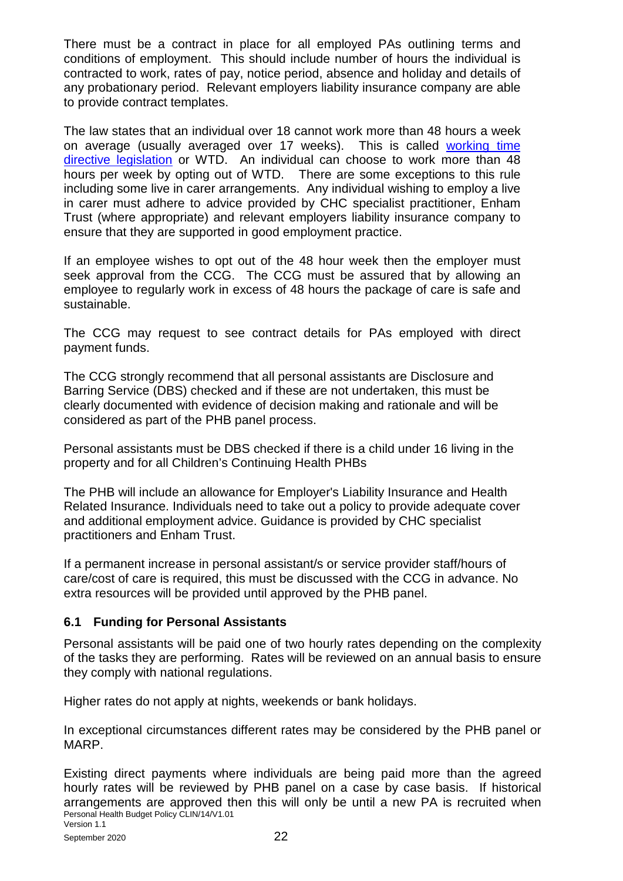There must be a contract in place for all employed PAs outlining terms and conditions of employment. This should include number of hours the individual is contracted to work, rates of pay, notice period, absence and holiday and details of any probationary period. Relevant employers liability insurance company are able to provide contract templates.

The law states that an individual over 18 cannot work more than 48 hours a week on average (usually averaged over 17 weeks). This is called working time directive legislation or WTD. An individual can choose to work more than 48 hours per week by opting out of WTD. There are some exceptions to this rule including some live in carer arrangements. Any individual wishing to employ a live in carer must adhere to advice provided by CHC specialist practitioner, Enham Trust (where appropriate) and relevant employers liability insurance company to ensure that they are supported in good employment practice.

If an employee wishes to opt out of the 48 hour week then the employer must seek approval from the CCG. The CCG must be assured that by allowing an employee to regularly work in excess of 48 hours the package of care is safe and sustainable.

The CCG may request to see contract details for PAs employed with direct payment funds.

The CCG strongly recommend that all personal assistants are Disclosure and Barring Service (DBS) checked and if these are not undertaken, this must be clearly documented with evidence of decision making and rationale and will be considered as part of the PHB panel process.

Personal assistants must be DBS checked if there is a child under 16 living in the property and for all Children's Continuing Health PHBs

The PHB will include an allowance for Employer's Liability Insurance and Health Related Insurance. Individuals need to take out a policy to provide adequate cover and additional employment advice. Guidance is provided by CHC specialist practitioners and Enham Trust.

If a permanent increase in personal assistant/s or service provider staff/hours of care/cost of care is required, this must be discussed with the CCG in advance. No extra resources will be provided until approved by the PHB panel.

### 6.1 Funding for Personal Assistants

Personal assistants will be paid one of two hourly rates depending on the complexity of the tasks they are performing. Rates will be reviewed on an annual basis to ensure they comply with national regulations.

Higher rates do not apply at nights, weekends or bank holidays.

In exceptional circumstances different rates may be considered by the PHB panel or MARP.

Existing direct payments where individuals are being paid more than the agreed hourly rates will be reviewed by PHB panel on a case by case basis. If historical arrangements are approved then this will only be until a new PA is recruited when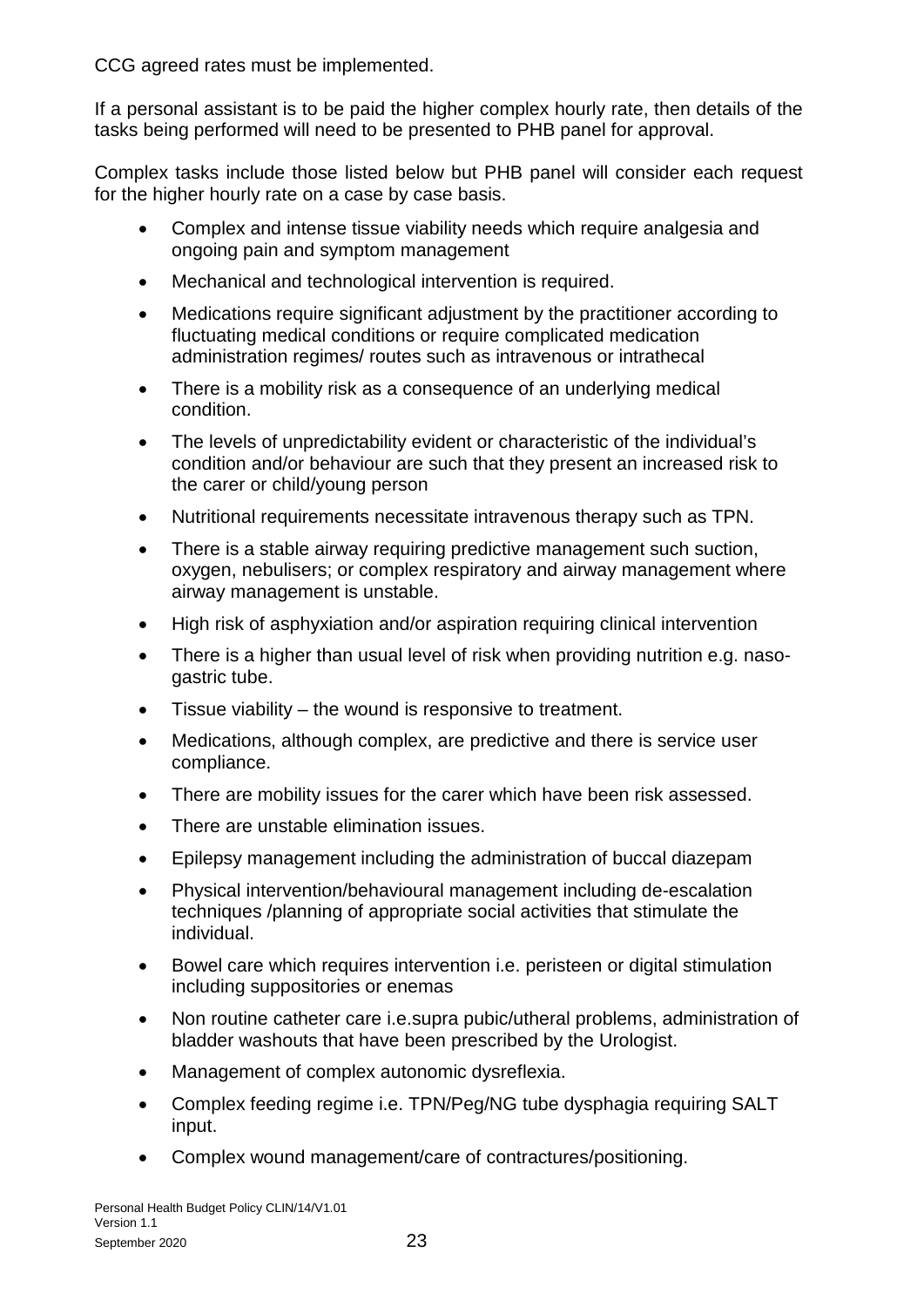CCG agreed rates must be implemented.

If a personal assistant is to be paid the higher complex hourly rate, then details of the tasks being performed will need to be presented to PHB panel for approval.

Complex tasks include those listed below but PHB panel will consider each request for the higher hourly rate on a case by case basis.

- Complex and intense tissue viability needs which require analgesia and ongoing pain and symptom management
- Mechanical and technological intervention is required.
- Medications require significant adjustment by the practitioner according to fluctuating medical conditions or require complicated medication administration regimes/ routes such as intravenous or intrathecal
- There is a mobility risk as a consequence of an underlying medical condition.
- The levels of unpredictability evident or characteristic of the individual's condition and/or behaviour are such that they present an increased risk to the carer or child/young person
- Nutritional requirements necessitate intravenous therapy such as TPN.
- There is a stable airway requiring predictive management such suction, oxygen, nebulisers; or complex respiratory and airway management where airway management is unstable.
- High risk of asphyxiation and/or aspiration requiring clinical intervention
- There is a higher than usual level of risk when providing nutrition e.g. naso-gastric tube.
- Tissue viability – the wound is responsive to treatment.
- Medications, although complex, are predictive and there is service user compliance.
- There are mobility issues for the carer which have been risk assessed.
- There are unstable elimination issues.
- Epilepsy management including the administration of buccal diazepam
- Physical intervention/behavioural management including de-escalation techniques /planning of appropriate social activities that stimulate the individual.
- Bowel care which requires intervention i.e. peristeen or digital stimulation including suppositories or enemas
- Non routine catheter care i.e.supra pubic/utheral problems, administration of bladder washouts that have been prescribed by the Urologist.
- Management of complex autonomic dysreflexia.
- Complex feeding regime i.e. TPN/Peg/NG tube dysphagia requiring SALT input.
- Complex wound management/care of contractures/positioning.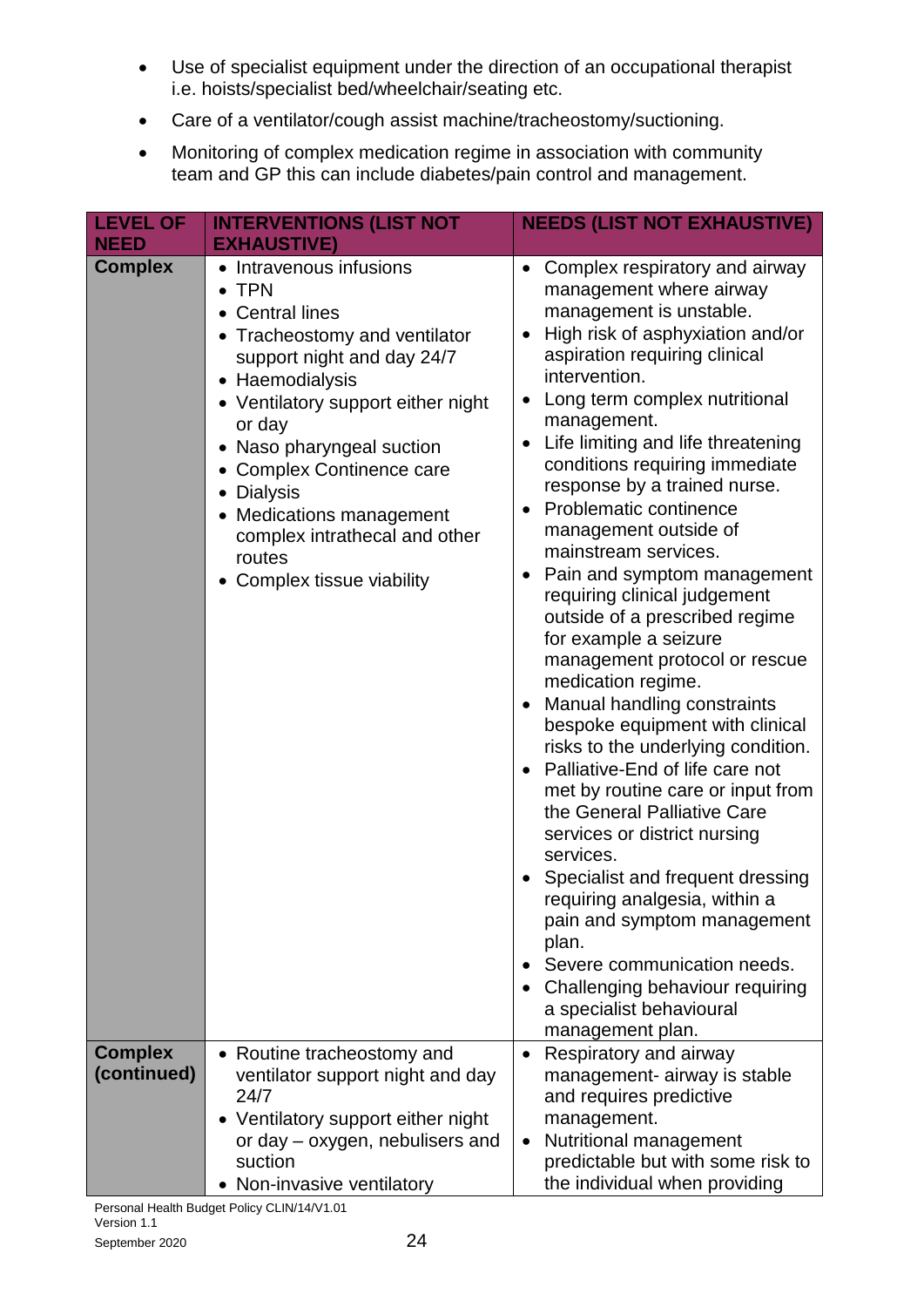- Use of specialist equipment under the direction of an occupational therapist i.e. hoists/specialist bed/wheelchair/seating etc.
- Care of a ventilator/cough assist machine/tracheostomy/suctioning.
- Monitoring of complex medication regime in association with community team and GP this can include diabetes/pain control and management.

| LEVEL OF NEED | INTERVENTIONS (LIST NOT EXHAUSTIVE) | NEEDS (LIST NOT EXHAUSTIVE) |
|---|---|---|
| **Complex** | • Intravenous infusions<br>• TPN<br>• Central lines<br>• Tracheostomy and ventilator support night and day 24/7<br>• Haemodialysis<br>• Ventilatory support either night or day<br>• Naso pharyngeal suction<br>• Complex Continence care<br>• Dialysis<br>• Medications management complex intrathecal and other routes<br>• Complex tissue viability | • Complex respiratory and airway management where airway management is unstable.<br>• High risk of asphyxiation and/or aspiration requiring clinical intervention.<br>• Long term complex nutritional management.<br>• Life limiting and life threatening conditions requiring immediate response by a trained nurse.<br>• Problematic continence management outside of mainstream services.<br>• Pain and symptom management requiring clinical judgement outside of a prescribed regime for example a seizure management protocol or rescue medication regime.<br>• Manual handling constraints bespoke equipment with clinical risks to the underlying condition.<br>• Palliative-End of life care not met by routine care or input from the General Palliative Care services or district nursing services.<br>• Specialist and frequent dressing requiring analgesia, within a pain and symptom management plan.<br>• Severe communication needs.<br>• Challenging behaviour requiring a specialist behavioural management plan. |
| **Complex (continued)** | • Routine tracheostomy and ventilator support night and day 24/7<br>• Ventilatory support either night or day – oxygen, nebulisers and suction<br>• Non-invasive ventilatory | • Respiratory and airway management- airway is stable and requires predictive management.<br>• Nutritional management predictable but with some risk to the individual when providing |

Personal Health Budget Policy CLIN/14/V1.01
Version 1.1
September 2020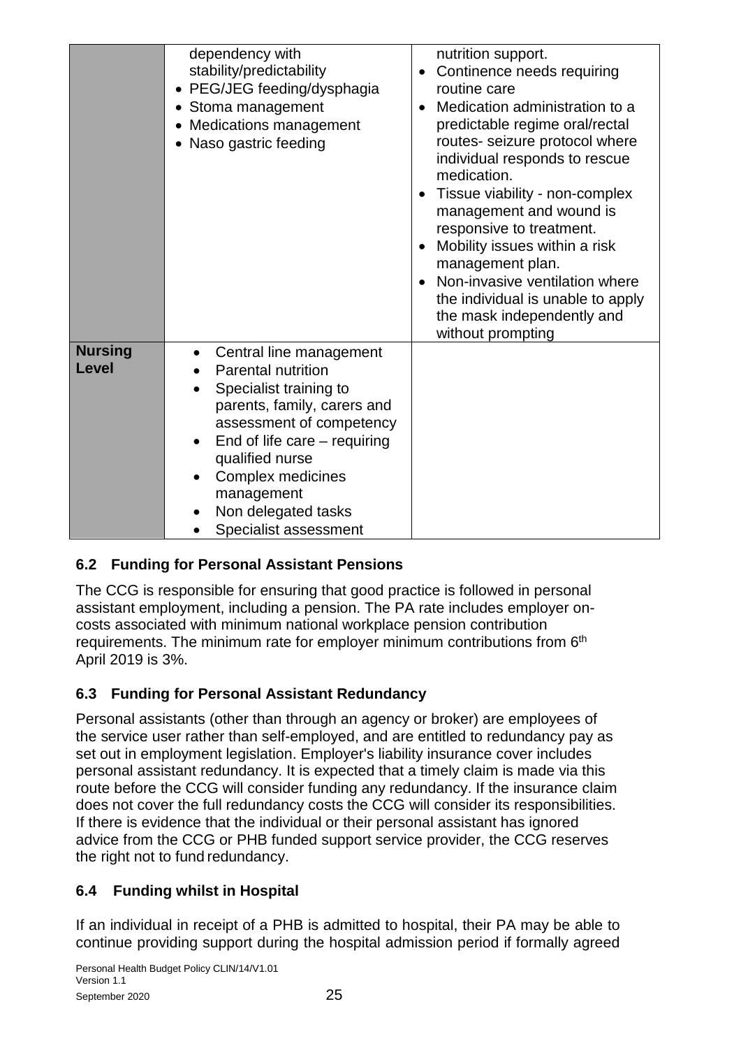|  |  |  |
|---|---|---|
|  | dependency with stability/predictability<br>• PEG/JEG feeding/dysphagia<br>• Stoma management<br>• Medications management<br>• Naso gastric feeding | nutrition support.<br>• Continence needs requiring routine care<br>• Medication administration to a predictable regime oral/rectal routes- seizure protocol where individual responds to rescue medication.<br>• Tissue viability - non-complex management and wound is responsive to treatment.<br>• Mobility issues within a risk management plan.<br>• Non-invasive ventilation where the individual is unable to apply the mask independently and without prompting |
| **Nursing Level** | • Central line management<br>• Parental nutrition<br>• Specialist training to parents, family, carers and assessment of competency<br>• End of life care – requiring qualified nurse<br>• Complex medicines management<br>• Non delegated tasks<br>• Specialist assessment |  |

### 6.2 Funding for Personal Assistant Pensions

The CCG is responsible for ensuring that good practice is followed in personal assistant employment, including a pension. The PA rate includes employer on-costs associated with minimum national workplace pension contribution requirements. The minimum rate for employer minimum contributions from 6th April 2019 is 3%.

### 6.3 Funding for Personal Assistant Redundancy

Personal assistants (other than through an agency or broker) are employees of the service user rather than self-employed, and are entitled to redundancy pay as set out in employment legislation. Employer's liability insurance cover includes personal assistant redundancy. It is expected that a timely claim is made via this route before the CCG will consider funding any redundancy. If the insurance claim does not cover the full redundancy costs the CCG will consider its responsibilities. If there is evidence that the individual or their personal assistant has ignored advice from the CCG or PHB funded support service provider, the CCG reserves the right not to fund redundancy.

### 6.4 Funding whilst in Hospital

If an individual in receipt of a PHB is admitted to hospital, their PA may be able to continue providing support during the hospital admission period if formally agreed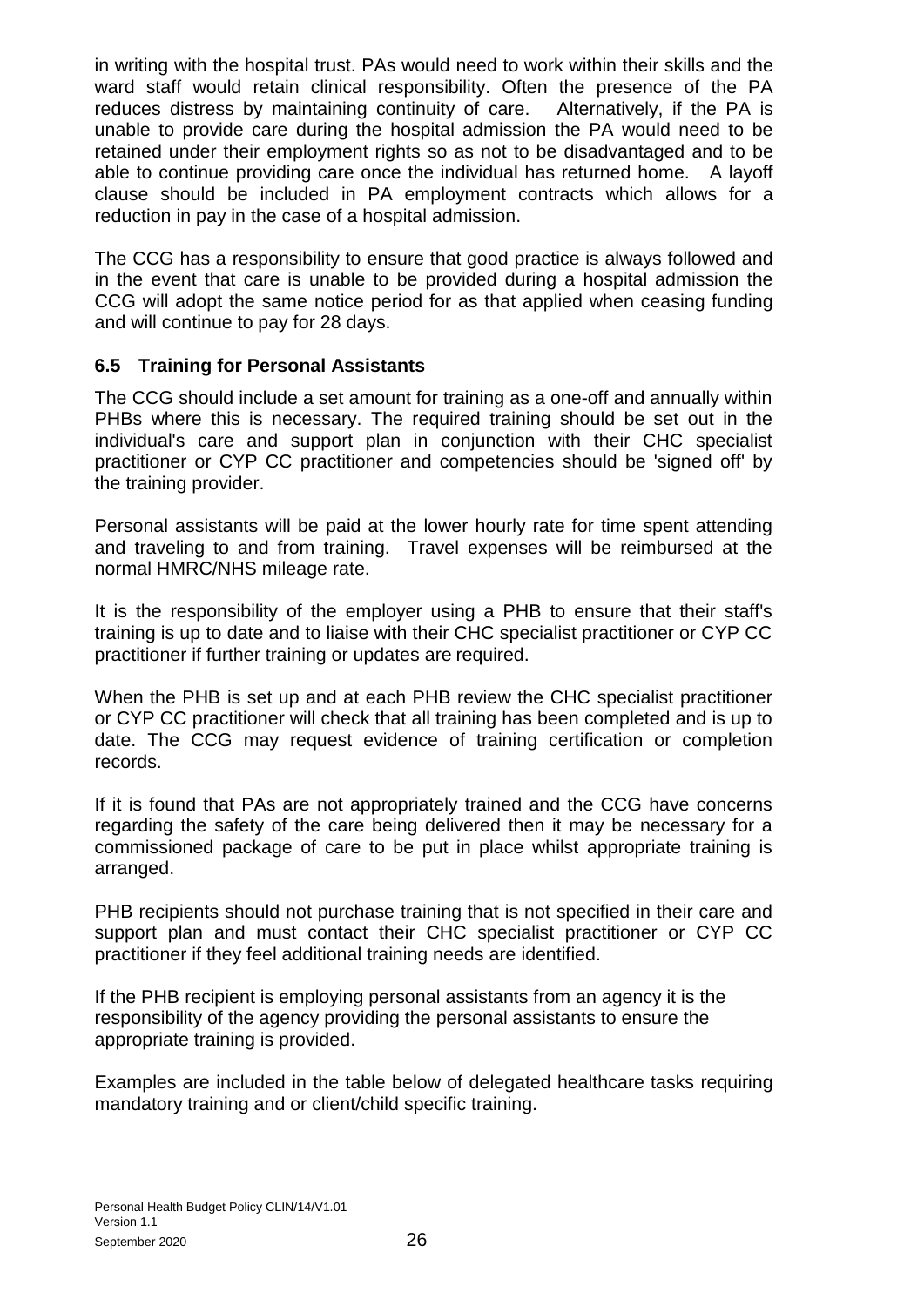in writing with the hospital trust. PAs would need to work within their skills and the ward staff would retain clinical responsibility. Often the presence of the PA reduces distress by maintaining continuity of care. Alternatively, if the PA is unable to provide care during the hospital admission the PA would need to be retained under their employment rights so as not to be disadvantaged and to be able to continue providing care once the individual has returned home. A layoff clause should be included in PA employment contracts which allows for a reduction in pay in the case of a hospital admission.

The CCG has a responsibility to ensure that good practice is always followed and in the event that care is unable to be provided during a hospital admission the CCG will adopt the same notice period for as that applied when ceasing funding and will continue to pay for 28 days.

### 6.5 Training for Personal Assistants

The CCG should include a set amount for training as a one-off and annually within PHBs where this is necessary. The required training should be set out in the individual's care and support plan in conjunction with their CHC specialist practitioner or CYP CC practitioner and competencies should be 'signed off' by the training provider.

Personal assistants will be paid at the lower hourly rate for time spent attending and traveling to and from training. Travel expenses will be reimbursed at the normal HMRC/NHS mileage rate.

It is the responsibility of the employer using a PHB to ensure that their staff's training is up to date and to liaise with their CHC specialist practitioner or CYP CC practitioner if further training or updates are required.

When the PHB is set up and at each PHB review the CHC specialist practitioner or CYP CC practitioner will check that all training has been completed and is up to date. The CCG may request evidence of training certification or completion records.

If it is found that PAs are not appropriately trained and the CCG have concerns regarding the safety of the care being delivered then it may be necessary for a commissioned package of care to be put in place whilst appropriate training is arranged.

PHB recipients should not purchase training that is not specified in their care and support plan and must contact their CHC specialist practitioner or CYP CC practitioner if they feel additional training needs are identified.

If the PHB recipient is employing personal assistants from an agency it is the responsibility of the agency providing the personal assistants to ensure the appropriate training is provided.

Examples are included in the table below of delegated healthcare tasks requiring mandatory training and or client/child specific training.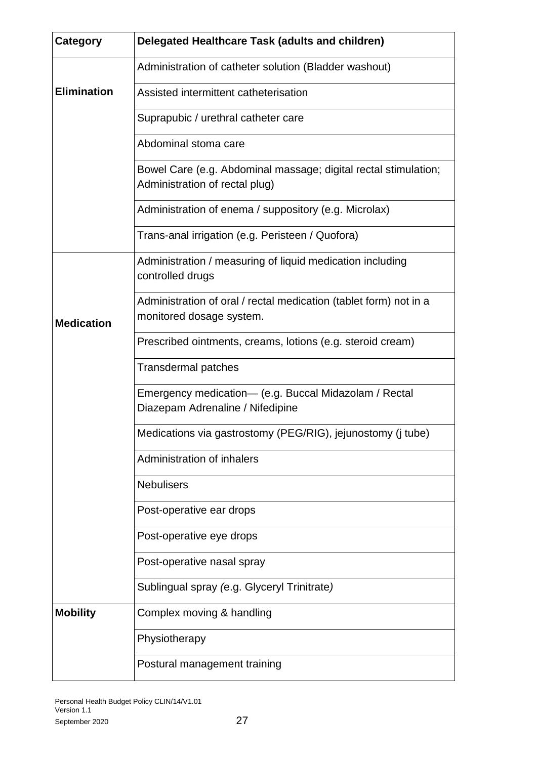| Category | Delegated Healthcare Task (adults and children) |
| --- | --- |
| **Elimination** | Administration of catheter solution (Bladder washout) |
| | Assisted intermittent catheterisation |
| | Suprapubic / urethral catheter care |
| | Abdominal stoma care |
| | Bowel Care (e.g. Abdominal massage; digital rectal stimulation; Administration of rectal plug) |
| | Administration of enema / suppository (e.g. Microlax) |
| | Trans-anal irrigation (e.g. Peristeen / Quofora) |
| **Medication** | Administration / measuring of liquid medication including controlled drugs |
| | Administration of oral / rectal medication (tablet form) not in a monitored dosage system. |
| | Prescribed ointments, creams, lotions (e.g. steroid cream) |
| | Transdermal patches |
| | Emergency medication— (e.g. Buccal Midazolam / Rectal Diazepam Adrenaline / Nifedipine |
| | Medications via gastrostomy (PEG/RIG), jejunostomy (j tube) |
| | Administration of inhalers |
| | Nebulisers |
| | Post-operative ear drops |
| | Post-operative eye drops |
| | Post-operative nasal spray |
| | Sublingual spray *(*e.g. Glyceryl Trinitrate*)* |
| **Mobility** | Complex moving & handling |
| | Physiotherapy |
| | Postural management training |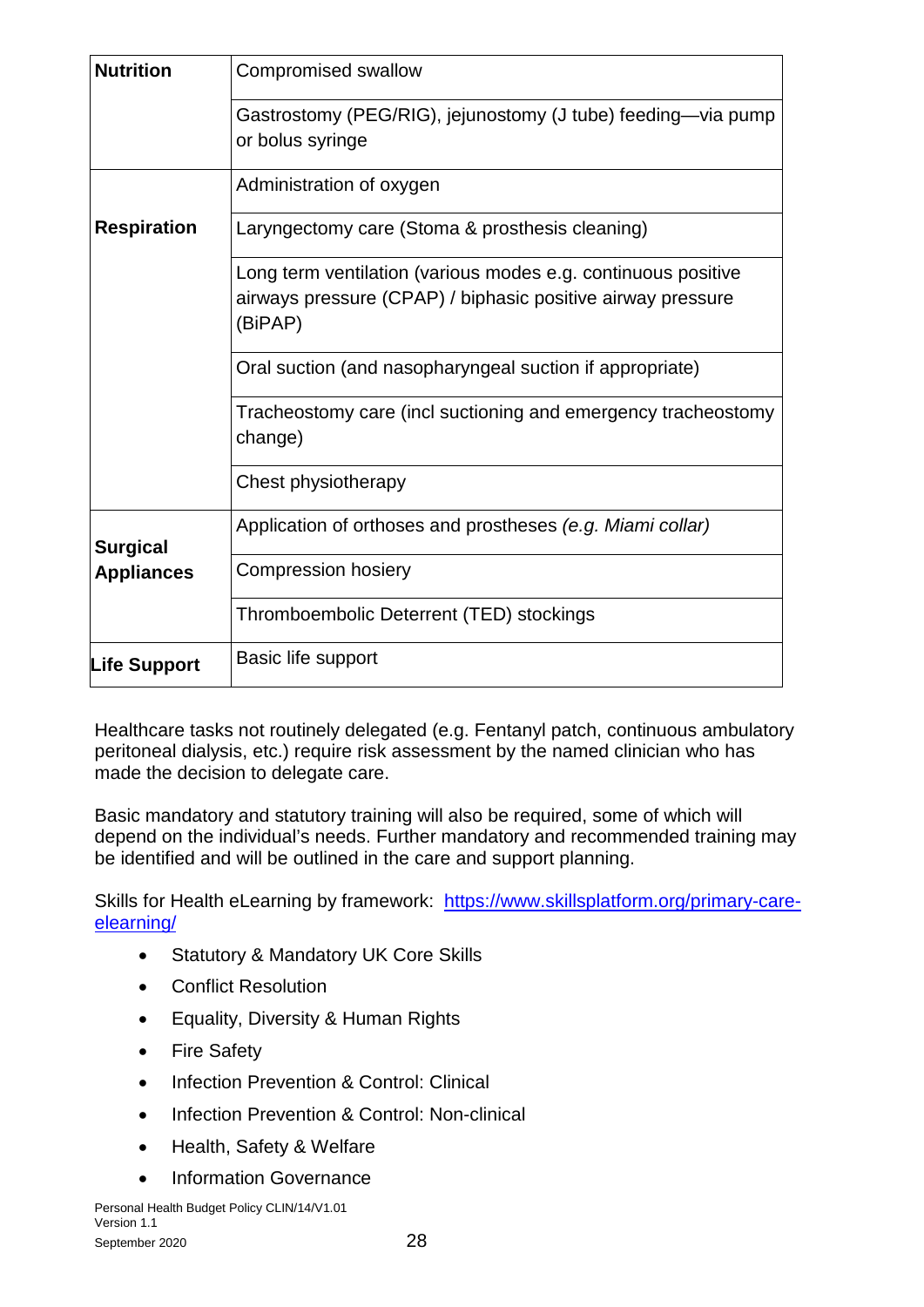| | |
|---|---|
| **Nutrition** | Compromised swallow |
| | Gastrostomy (PEG/RIG), jejunostomy (J tube) feeding—via pump or bolus syringe |
| **Respiration** | Administration of oxygen |
| | Laryngectomy care (Stoma & prosthesis cleaning) |
| | Long term ventilation (various modes e.g. continuous positive airways pressure (CPAP) / biphasic positive airway pressure (BiPAP) |
| | Oral suction (and nasopharyngeal suction if appropriate) |
| | Tracheostomy care (incl suctioning and emergency tracheostomy change) |
| | Chest physiotherapy |
| **Surgical Appliances** | Application of orthoses and prostheses *(e.g. Miami collar)* |
| | Compression hosiery |
| | Thromboembolic Deterrent (TED) stockings |
| **Life Support** | Basic life support |

Healthcare tasks not routinely delegated (e.g. Fentanyl patch, continuous ambulatory peritoneal dialysis, etc.) require risk assessment by the named clinician who has made the decision to delegate care.

Basic mandatory and statutory training will also be required, some of which will depend on the individual's needs. Further mandatory and recommended training may be identified and will be outlined in the care and support planning.

Skills for Health eLearning by framework: [https://www.skillsplatform.org/primary-care-elearning/](https://www.skillsplatform.org/primary-care-elearning/)

- Statutory & Mandatory UK Core Skills
- Conflict Resolution
- Equality, Diversity & Human Rights
- Fire Safety
- Infection Prevention & Control: Clinical
- Infection Prevention & Control: Non-clinical
- Health, Safety & Welfare
- Information Governance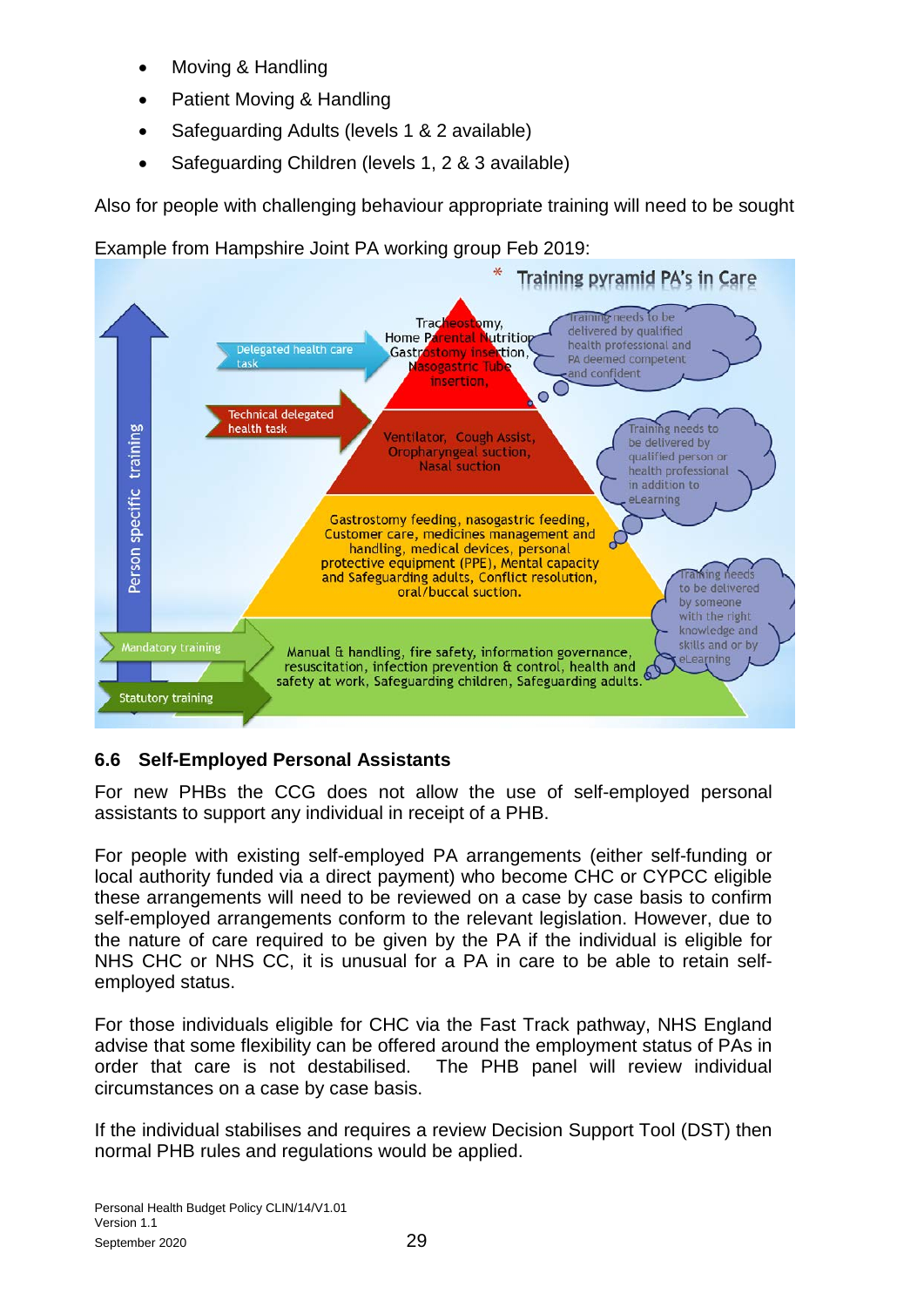- Moving & Handling
- Patient Moving & Handling
- Safeguarding Adults (levels 1 & 2 available)
- Safeguarding Children (levels 1, 2 & 3 available)

Also for people with challenging behaviour appropriate training will need to be sought

Example from Hampshire Joint PA working group Feb 2019:

**Training pyramid PA's in Care**

- **Person specific training**
  - **Delegated health care task:** Tracheostomy, Home Parental Nutrition, Gastrostomy insertion, Nasogastric Tube insertion. *Training needs to be delivered by qualified health professional and PA deemed competent and confident*
  - **Technical delegated health task:** Ventilator, Cough Assist, Oropharyngeal suction, Nasal suction. *Training needs to be delivered by qualified person or health professional in addition to eLearning*
- **Mandatory training:** Gastrostomy feeding, nasogastric feeding, Customer care, medicines management and handling, medical devices, personal protective equipment (PPE), Mental capacity and Safeguarding adults, Conflict resolution, oral/buccal suction. *Training needs to be delivered by someone with the right knowledge and skills and or by eLearning*
- **Statutory training:** Manual & handling, fire safety, information governance, resuscitation, infection prevention & control, health and safety at work, Safeguarding children, Safeguarding adults.

### 6.6 Self-Employed Personal Assistants

For new PHBs the CCG does not allow the use of self-employed personal assistants to support any individual in receipt of a PHB.

For people with existing self-employed PA arrangements (either self-funding or local authority funded via a direct payment) who become CHC or CYPCC eligible these arrangements will need to be reviewed on a case by case basis to confirm self-employed arrangements conform to the relevant legislation. However, due to the nature of care required to be given by the PA if the individual is eligible for NHS CHC or NHS CC, it is unusual for a PA in care to be able to retain self-employed status.

For those individuals eligible for CHC via the Fast Track pathway, NHS England advise that some flexibility can be offered around the employment status of PAs in order that care is not destabilised. The PHB panel will review individual circumstances on a case by case basis.

If the individual stabilises and requires a review Decision Support Tool (DST) then normal PHB rules and regulations would be applied.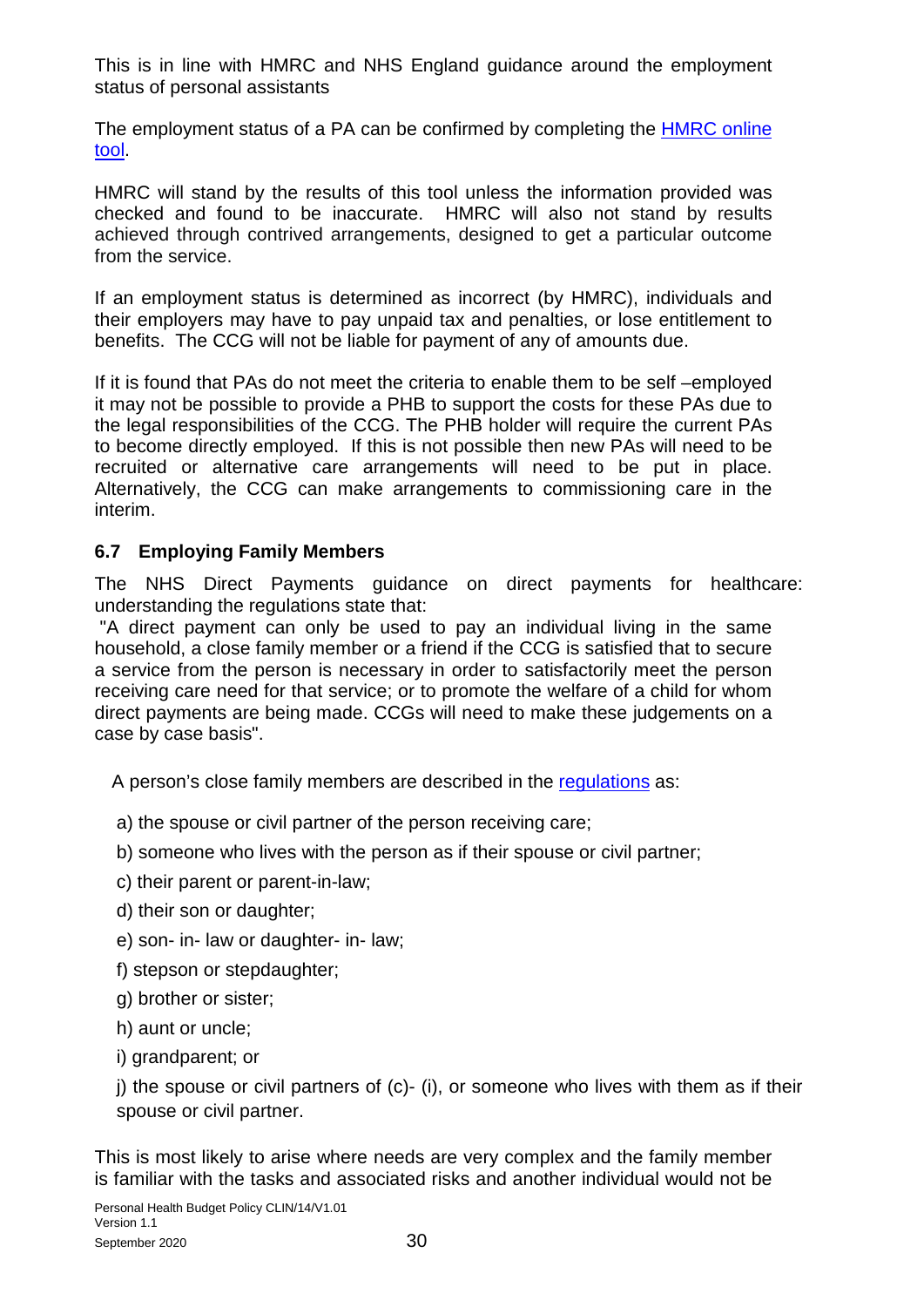This is in line with HMRC and NHS England guidance around the employment status of personal assistants

The employment status of a PA can be confirmed by completing the [HMRC online tool](#).

HMRC will stand by the results of this tool unless the information provided was checked and found to be inaccurate. HMRC will also not stand by results achieved through contrived arrangements, designed to get a particular outcome from the service.

If an employment status is determined as incorrect (by HMRC), individuals and their employers may have to pay unpaid tax and penalties, or lose entitlement to benefits. The CCG will not be liable for payment of any of amounts due.

If it is found that PAs do not meet the criteria to enable them to be self –employed it may not be possible to provide a PHB to support the costs for these PAs due to the legal responsibilities of the CCG. The PHB holder will require the current PAs to become directly employed. If this is not possible then new PAs will need to be recruited or alternative care arrangements will need to be put in place. Alternatively, the CCG can make arrangements to commissioning care in the interim.

### 6.7 Employing Family Members

The NHS Direct Payments guidance on direct payments for healthcare: understanding the regulations state that:

"A direct payment can only be used to pay an individual living in the same household, a close family member or a friend if the CCG is satisfied that to secure a service from the person is necessary in order to satisfactorily meet the person receiving care need for that service; or to promote the welfare of a child for whom direct payments are being made. CCGs will need to make these judgements on a case by case basis".

A person's close family members are described in the [regulations](#) as:

a) the spouse or civil partner of the person receiving care;

b) someone who lives with the person as if their spouse or civil partner;

c) their parent or parent-in-law;

d) their son or daughter;

e) son- in- law or daughter- in- law;

f) stepson or stepdaughter;

g) brother or sister;

h) aunt or uncle;

i) grandparent; or

j) the spouse or civil partners of (c)- (i), or someone who lives with them as if their spouse or civil partner.

This is most likely to arise where needs are very complex and the family member is familiar with the tasks and associated risks and another individual would not be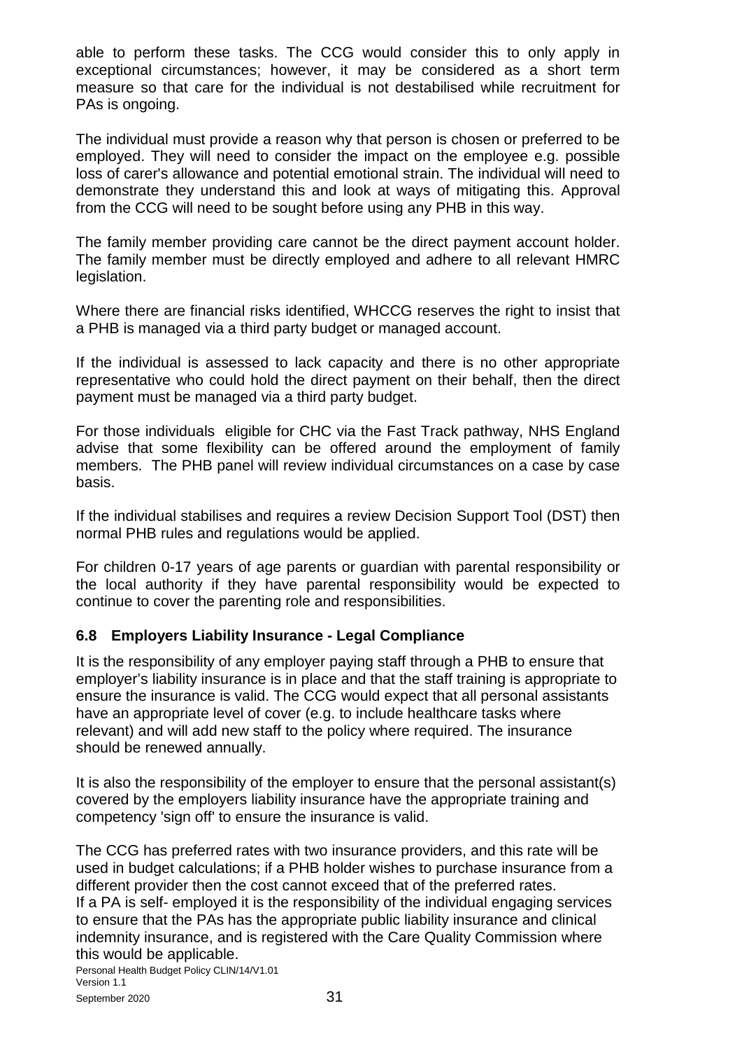able to perform these tasks. The CCG would consider this to only apply in exceptional circumstances; however, it may be considered as a short term measure so that care for the individual is not destabilised while recruitment for PAs is ongoing.

The individual must provide a reason why that person is chosen or preferred to be employed. They will need to consider the impact on the employee e.g. possible loss of carer's allowance and potential emotional strain. The individual will need to demonstrate they understand this and look at ways of mitigating this. Approval from the CCG will need to be sought before using any PHB in this way.

The family member providing care cannot be the direct payment account holder. The family member must be directly employed and adhere to all relevant HMRC legislation.

Where there are financial risks identified, WHCCG reserves the right to insist that a PHB is managed via a third party budget or managed account.

If the individual is assessed to lack capacity and there is no other appropriate representative who could hold the direct payment on their behalf, then the direct payment must be managed via a third party budget.

For those individuals eligible for CHC via the Fast Track pathway, NHS England advise that some flexibility can be offered around the employment of family members. The PHB panel will review individual circumstances on a case by case basis.

If the individual stabilises and requires a review Decision Support Tool (DST) then normal PHB rules and regulations would be applied.

For children 0-17 years of age parents or guardian with parental responsibility or the local authority if they have parental responsibility would be expected to continue to cover the parenting role and responsibilities.

### 6.8 Employers Liability Insurance - Legal Compliance

It is the responsibility of any employer paying staff through a PHB to ensure that employer's liability insurance is in place and that the staff training is appropriate to ensure the insurance is valid. The CCG would expect that all personal assistants have an appropriate level of cover (e.g. to include healthcare tasks where relevant) and will add new staff to the policy where required. The insurance should be renewed annually.

It is also the responsibility of the employer to ensure that the personal assistant(s) covered by the employers liability insurance have the appropriate training and competency 'sign off' to ensure the insurance is valid.

The CCG has preferred rates with two insurance providers, and this rate will be used in budget calculations; if a PHB holder wishes to purchase insurance from a different provider then the cost cannot exceed that of the preferred rates.
If a PA is self- employed it is the responsibility of the individual engaging services to ensure that the PAs has the appropriate public liability insurance and clinical indemnity insurance, and is registered with the Care Quality Commission where this would be applicable.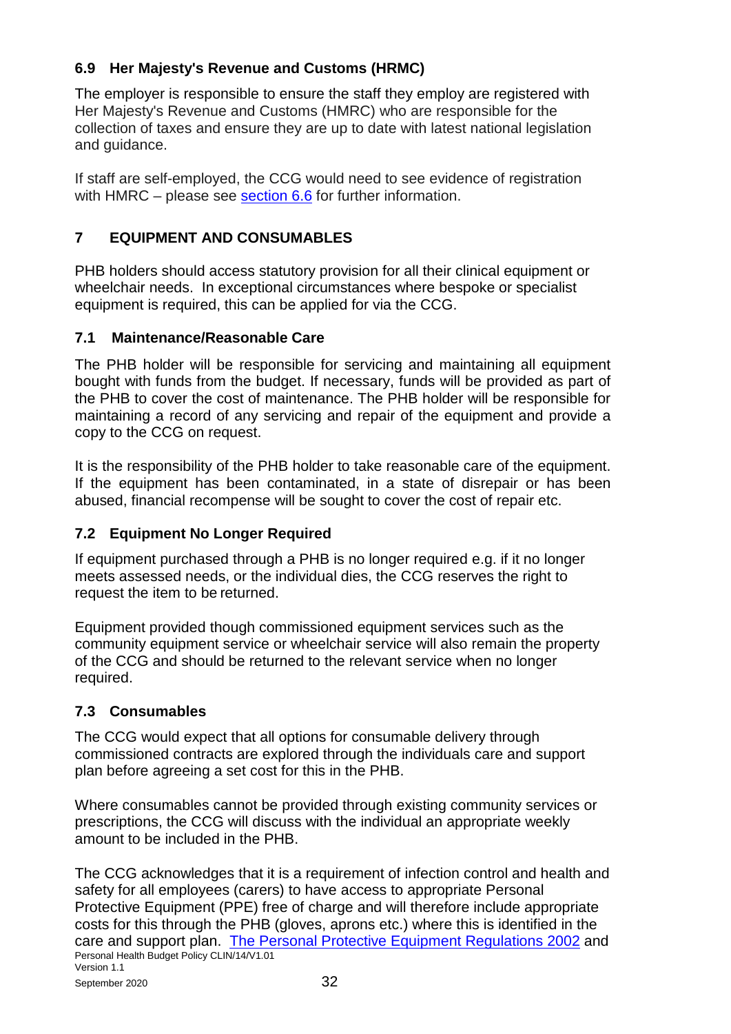### 6.9 Her Majesty's Revenue and Customs (HRMC)

The employer is responsible to ensure the staff they employ are registered with Her Majesty's Revenue and Customs (HMRC) who are responsible for the collection of taxes and ensure they are up to date with latest national legislation and guidance.

If staff are self-employed, the CCG would need to see evidence of registration with HMRC – please see section 6.6 for further information.

## 7 EQUIPMENT AND CONSUMABLES

PHB holders should access statutory provision for all their clinical equipment or wheelchair needs. In exceptional circumstances where bespoke or specialist equipment is required, this can be applied for via the CCG.

### 7.1 Maintenance/Reasonable Care

The PHB holder will be responsible for servicing and maintaining all equipment bought with funds from the budget. If necessary, funds will be provided as part of the PHB to cover the cost of maintenance. The PHB holder will be responsible for maintaining a record of any servicing and repair of the equipment and provide a copy to the CCG on request.

It is the responsibility of the PHB holder to take reasonable care of the equipment. If the equipment has been contaminated, in a state of disrepair or has been abused, financial recompense will be sought to cover the cost of repair etc.

### 7.2 Equipment No Longer Required

If equipment purchased through a PHB is no longer required e.g. if it no longer meets assessed needs, or the individual dies, the CCG reserves the right to request the item to be returned.

Equipment provided though commissioned equipment services such as the community equipment service or wheelchair service will also remain the property of the CCG and should be returned to the relevant service when no longer required.

### 7.3 Consumables

The CCG would expect that all options for consumable delivery through commissioned contracts are explored through the individuals care and support plan before agreeing a set cost for this in the PHB.

Where consumables cannot be provided through existing community services or prescriptions, the CCG will discuss with the individual an appropriate weekly amount to be included in the PHB.

The CCG acknowledges that it is a requirement of infection control and health and safety for all employees (carers) to have access to appropriate Personal Protective Equipment (PPE) free of charge and will therefore include appropriate costs for this through the PHB (gloves, aprons etc.) where this is identified in the care and support plan. The Personal Protective Equipment Regulations 2002 and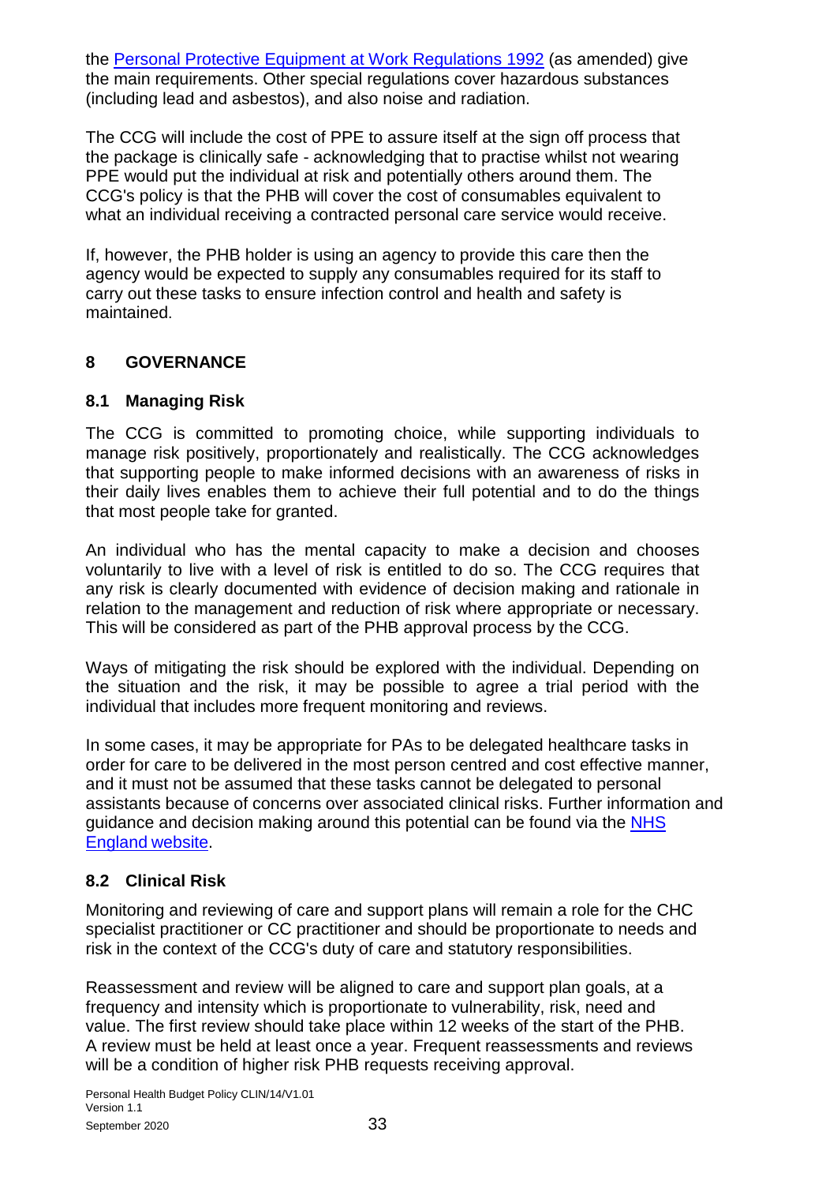the [Personal Protective Equipment at Work Regulations 1992](https://www.legislation.gov.uk/uksi/1992/2966/contents/made) (as amended) give the main requirements. Other special regulations cover hazardous substances (including lead and asbestos), and also noise and radiation.

The CCG will include the cost of PPE to assure itself at the sign off process that the package is clinically safe - acknowledging that to practise whilst not wearing PPE would put the individual at risk and potentially others around them. The CCG's policy is that the PHB will cover the cost of consumables equivalent to what an individual receiving a contracted personal care service would receive.

If, however, the PHB holder is using an agency to provide this care then the agency would be expected to supply any consumables required for its staff to carry out these tasks to ensure infection control and health and safety is maintained.

## 8 GOVERNANCE

### 8.1 Managing Risk

The CCG is committed to promoting choice, while supporting individuals to manage risk positively, proportionately and realistically. The CCG acknowledges that supporting people to make informed decisions with an awareness of risks in their daily lives enables them to achieve their full potential and to do the things that most people take for granted.

An individual who has the mental capacity to make a decision and chooses voluntarily to live with a level of risk is entitled to do so. The CCG requires that any risk is clearly documented with evidence of decision making and rationale in relation to the management and reduction of risk where appropriate or necessary. This will be considered as part of the PHB approval process by the CCG.

Ways of mitigating the risk should be explored with the individual. Depending on the situation and the risk, it may be possible to agree a trial period with the individual that includes more frequent monitoring and reviews.

In some cases, it may be appropriate for PAs to be delegated healthcare tasks in order for care to be delivered in the most person centred and cost effective manner, and it must not be assumed that these tasks cannot be delegated to personal assistants because of concerns over associated clinical risks. Further information and guidance and decision making around this potential can be found via the [NHS England website](https://www.england.nhs.uk/).

### 8.2 Clinical Risk

Monitoring and reviewing of care and support plans will remain a role for the CHC specialist practitioner or CC practitioner and should be proportionate to needs and risk in the context of the CCG's duty of care and statutory responsibilities.

Reassessment and review will be aligned to care and support plan goals, at a frequency and intensity which is proportionate to vulnerability, risk, need and value. The first review should take place within 12 weeks of the start of the PHB. A review must be held at least once a year. Frequent reassessments and reviews will be a condition of higher risk PHB requests receiving approval.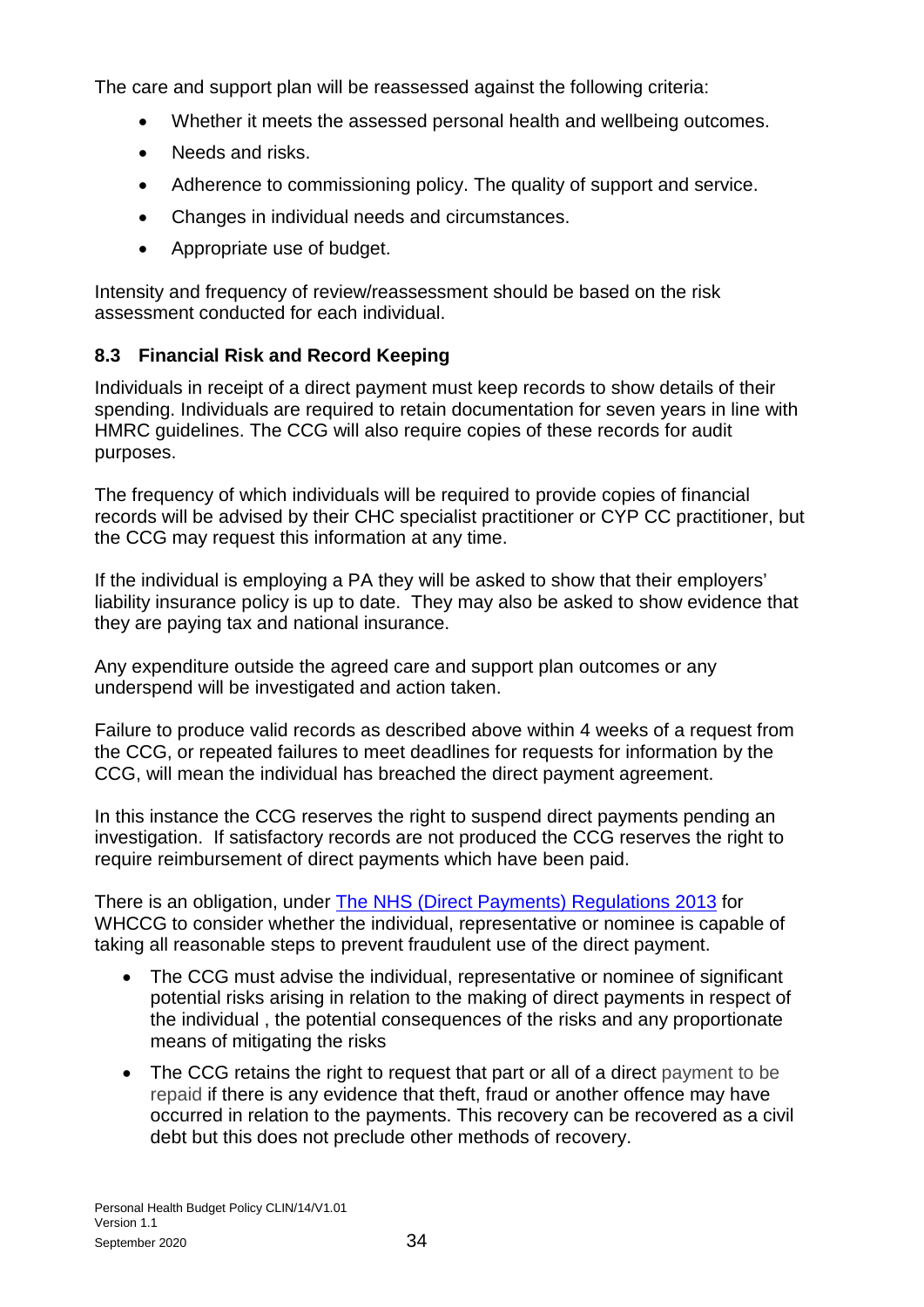The care and support plan will be reassessed against the following criteria:

- Whether it meets the assessed personal health and wellbeing outcomes.
- Needs and risks.
- Adherence to commissioning policy. The quality of support and service.
- Changes in individual needs and circumstances.
- Appropriate use of budget.

Intensity and frequency of review/reassessment should be based on the risk assessment conducted for each individual.

### 8.3 Financial Risk and Record Keeping

Individuals in receipt of a direct payment must keep records to show details of their spending. Individuals are required to retain documentation for seven years in line with HMRC guidelines. The CCG will also require copies of these records for audit purposes.

The frequency of which individuals will be required to provide copies of financial records will be advised by their CHC specialist practitioner or CYP CC practitioner, but the CCG may request this information at any time.

If the individual is employing a PA they will be asked to show that their employers' liability insurance policy is up to date. They may also be asked to show evidence that they are paying tax and national insurance.

Any expenditure outside the agreed care and support plan outcomes or any underspend will be investigated and action taken.

Failure to produce valid records as described above within 4 weeks of a request from the CCG, or repeated failures to meet deadlines for requests for information by the CCG, will mean the individual has breached the direct payment agreement.

In this instance the CCG reserves the right to suspend direct payments pending an investigation. If satisfactory records are not produced the CCG reserves the right to require reimbursement of direct payments which have been paid.

There is an obligation, under The NHS (Direct Payments) Regulations 2013 for WHCCG to consider whether the individual, representative or nominee is capable of taking all reasonable steps to prevent fraudulent use of the direct payment.

- The CCG must advise the individual, representative or nominee of significant potential risks arising in relation to the making of direct payments in respect of the individual , the potential consequences of the risks and any proportionate means of mitigating the risks
- The CCG retains the right to request that part or all of a direct payment to be repaid if there is any evidence that theft, fraud or another offence may have occurred in relation to the payments. This recovery can be recovered as a civil debt but this does not preclude other methods of recovery.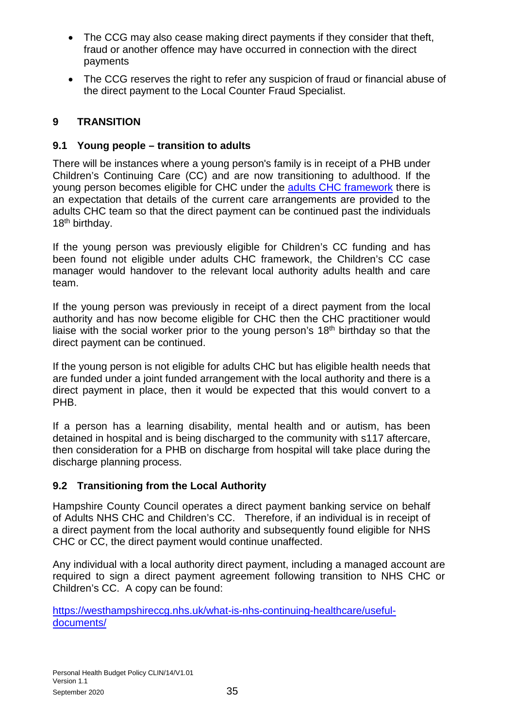- The CCG may also cease making direct payments if they consider that theft, fraud or another offence may have occurred in connection with the direct payments
- The CCG reserves the right to refer any suspicion of fraud or financial abuse of the direct payment to the Local Counter Fraud Specialist.

## 9 TRANSITION

### 9.1 Young people – transition to adults

There will be instances where a young person's family is in receipt of a PHB under Children's Continuing Care (CC) and are now transitioning to adulthood. If the young person becomes eligible for CHC under the adults CHC framework there is an expectation that details of the current care arrangements are provided to the adults CHC team so that the direct payment can be continued past the individuals 18th birthday.

If the young person was previously eligible for Children's CC funding and has been found not eligible under adults CHC framework, the Children's CC case manager would handover to the relevant local authority adults health and care team.

If the young person was previously in receipt of a direct payment from the local authority and has now become eligible for CHC then the CHC practitioner would liaise with the social worker prior to the young person's 18th birthday so that the direct payment can be continued.

If the young person is not eligible for adults CHC but has eligible health needs that are funded under a joint funded arrangement with the local authority and there is a direct payment in place, then it would be expected that this would convert to a PHB.

If a person has a learning disability, mental health and or autism, has been detained in hospital and is being discharged to the community with s117 aftercare, then consideration for a PHB on discharge from hospital will take place during the discharge planning process.

### 9.2 Transitioning from the Local Authority

Hampshire County Council operates a direct payment banking service on behalf of Adults NHS CHC and Children's CC. Therefore, if an individual is in receipt of a direct payment from the local authority and subsequently found eligible for NHS CHC or CC, the direct payment would continue unaffected.

Any individual with a local authority direct payment, including a managed account are required to sign a direct payment agreement following transition to NHS CHC or Children's CC. A copy can be found:

https://westhampshireccg.nhs.uk/what-is-nhs-continuing-healthcare/useful-documents/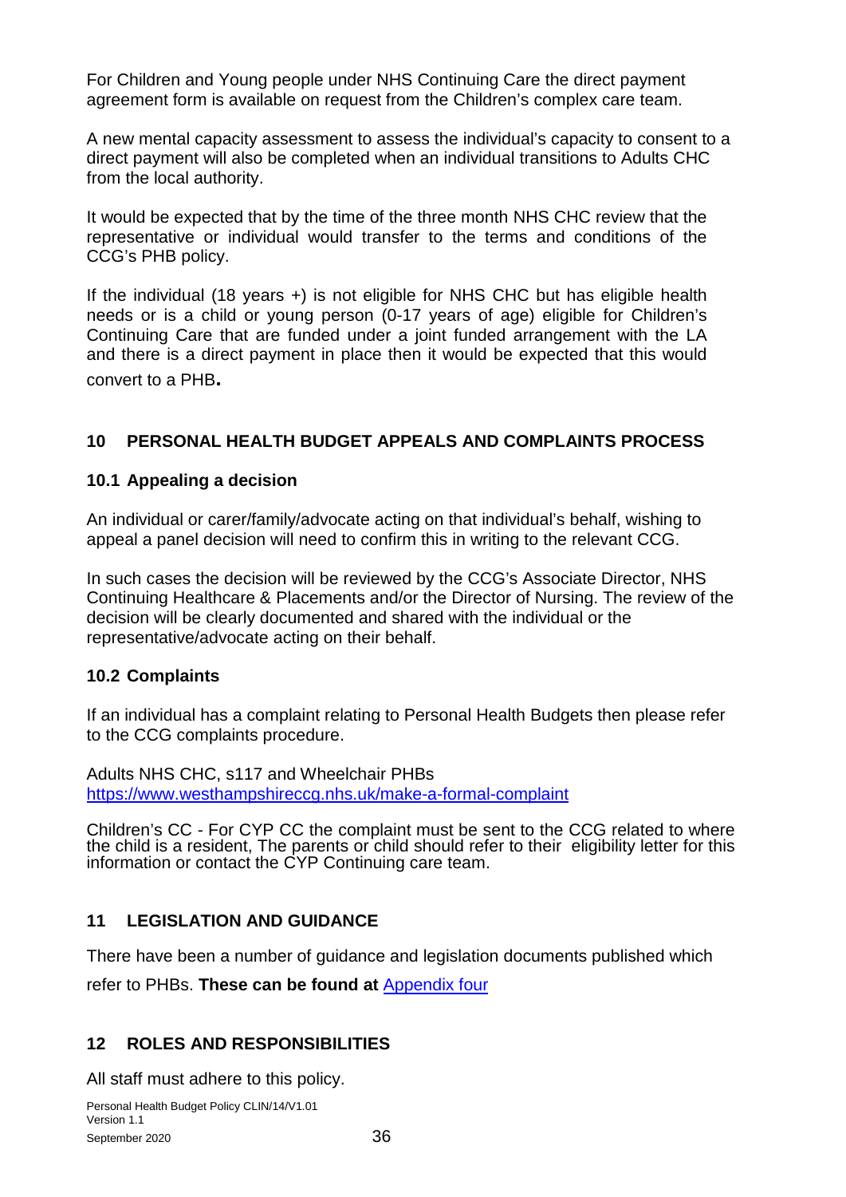For Children and Young people under NHS Continuing Care the direct payment agreement form is available on request from the Children's complex care team.

A new mental capacity assessment to assess the individual's capacity to consent to a direct payment will also be completed when an individual transitions to Adults CHC from the local authority.

It would be expected that by the time of the three month NHS CHC review that the representative or individual would transfer to the terms and conditions of the CCG's PHB policy.

If the individual (18 years +) is not eligible for NHS CHC but has eligible health needs or is a child or young person (0-17 years of age) eligible for Children's Continuing Care that are funded under a joint funded arrangement with the LA and there is a direct payment in place then it would be expected that this would convert to a PHB**.**

## 10 PERSONAL HEALTH BUDGET APPEALS AND COMPLAINTS PROCESS

### 10.1 Appealing a decision

An individual or carer/family/advocate acting on that individual's behalf, wishing to appeal a panel decision will need to confirm this in writing to the relevant CCG.

In such cases the decision will be reviewed by the CCG's Associate Director, NHS Continuing Healthcare & Placements and/or the Director of Nursing. The review of the decision will be clearly documented and shared with the individual or the representative/advocate acting on their behalf.

### 10.2 Complaints

If an individual has a complaint relating to Personal Health Budgets then please refer to the CCG complaints procedure.

Adults NHS CHC, s117 and Wheelchair PHBs
https://www.westhampshireccg.nhs.uk/make-a-formal-complaint

Children's CC - For CYP CC the complaint must be sent to the CCG related to where the child is a resident, The parents or child should refer to their eligibility letter for this information or contact the CYP Continuing care team.

## 11 LEGISLATION AND GUIDANCE

There have been a number of guidance and legislation documents published which refer to PHBs. **These can be found at** Appendix four

## 12 ROLES AND RESPONSIBILITIES

All staff must adhere to this policy.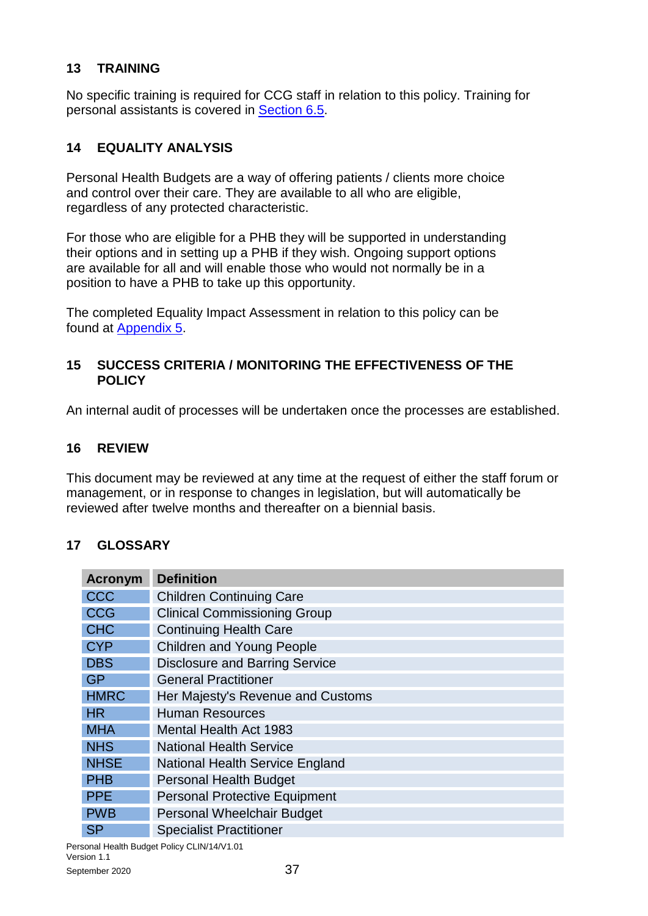## 13 TRAINING

No specific training is required for CCG staff in relation to this policy. Training for personal assistants is covered in Section 6.5.

## 14 EQUALITY ANALYSIS

Personal Health Budgets are a way of offering patients / clients more choice and control over their care. They are available to all who are eligible, regardless of any protected characteristic.

For those who are eligible for a PHB they will be supported in understanding their options and in setting up a PHB if they wish. Ongoing support options are available for all and will enable those who would not normally be in a position to have a PHB to take up this opportunity.

The completed Equality Impact Assessment in relation to this policy can be found at Appendix 5.

## 15 SUCCESS CRITERIA / MONITORING THE EFFECTIVENESS OF THE POLICY

An internal audit of processes will be undertaken once the processes are established.

## 16 REVIEW

This document may be reviewed at any time at the request of either the staff forum or management, or in response to changes in legislation, but will automatically be reviewed after twelve months and thereafter on a biennial basis.

## 17 GLOSSARY

| Acronym | Definition |
|---|---|
| CCC | Children Continuing Care |
| CCG | Clinical Commissioning Group |
| CHC | Continuing Health Care |
| CYP | Children and Young People |
| DBS | Disclosure and Barring Service |
| GP | General Practitioner |
| HMRC | Her Majesty's Revenue and Customs |
| HR | Human Resources |
| MHA | Mental Health Act 1983 |
| NHS | National Health Service |
| NHSE | National Health Service England |
| PHB | Personal Health Budget |
| PPE | Personal Protective Equipment |
| PWB | Personal Wheelchair Budget |
| SP | Specialist Practitioner |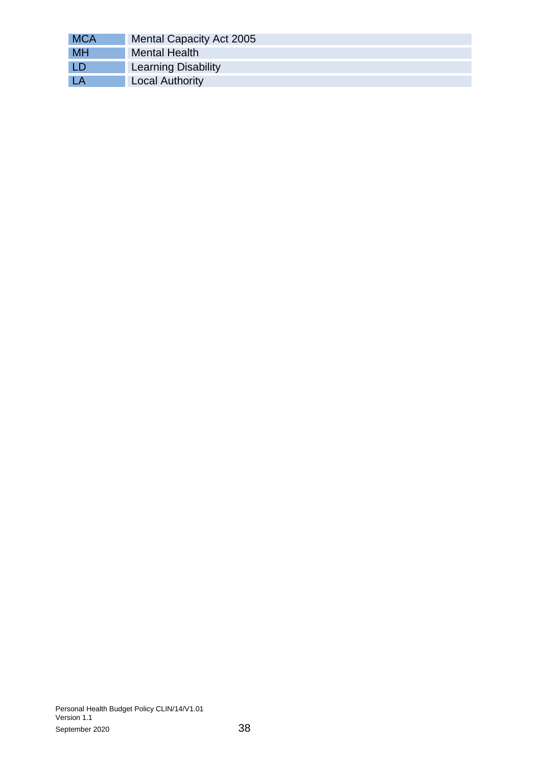| | |
|---|---|
| MCA | Mental Capacity Act 2005 |
| MH | Mental Health |
| LD | Learning Disability |
| LA | Local Authority |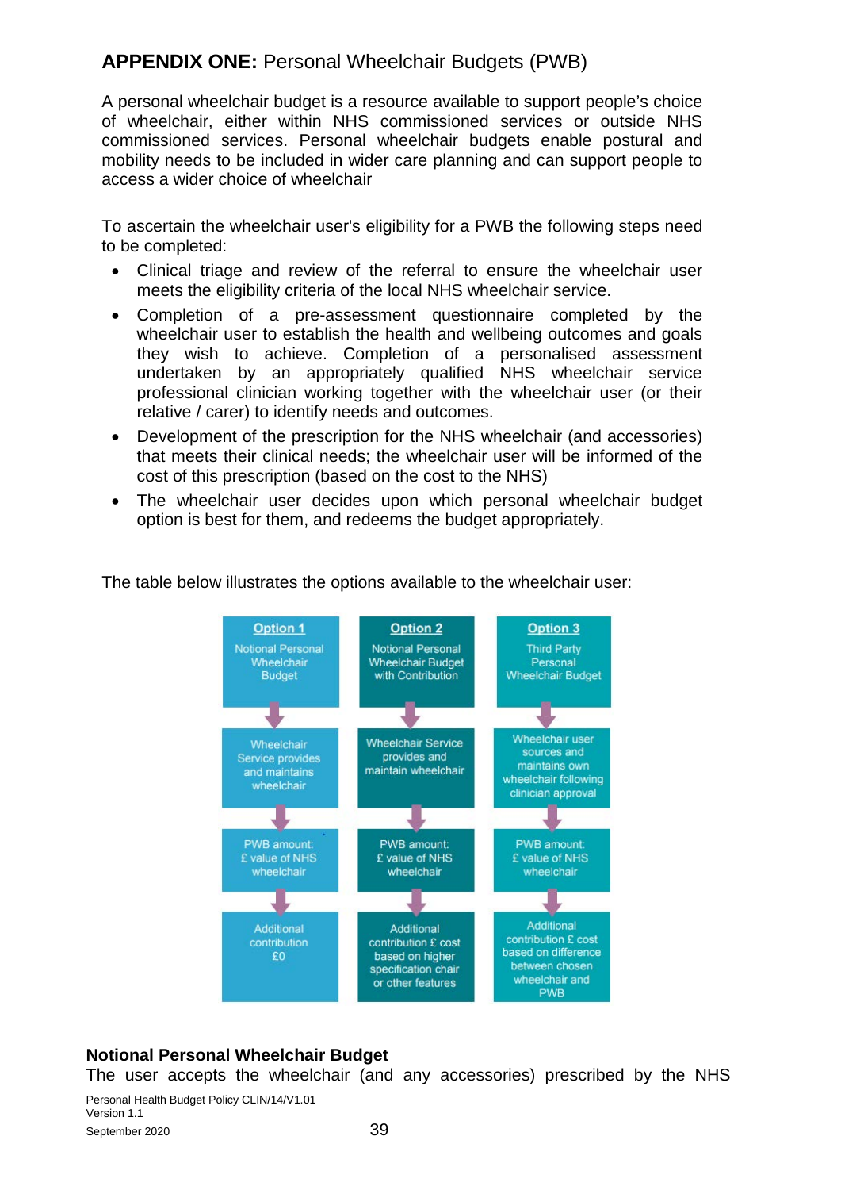## **APPENDIX ONE:** Personal Wheelchair Budgets (PWB)

A personal wheelchair budget is a resource available to support people's choice of wheelchair, either within NHS commissioned services or outside NHS commissioned services. Personal wheelchair budgets enable postural and mobility needs to be included in wider care planning and can support people to access a wider choice of wheelchair

To ascertain the wheelchair user's eligibility for a PWB the following steps need to be completed:

- Clinical triage and review of the referral to ensure the wheelchair user meets the eligibility criteria of the local NHS wheelchair service.
- Completion of a pre-assessment questionnaire completed by the wheelchair user to establish the health and wellbeing outcomes and goals they wish to achieve. Completion of a personalised assessment undertaken by an appropriately qualified NHS wheelchair service professional clinician working together with the wheelchair user (or their relative / carer) to identify needs and outcomes.
- Development of the prescription for the NHS wheelchair (and accessories) that meets their clinical needs; the wheelchair user will be informed of the cost of this prescription (based on the cost to the NHS)
- The wheelchair user decides upon which personal wheelchair budget option is best for them, and redeems the budget appropriately.

The table below illustrates the options available to the wheelchair user:

| Option 1 | Option 2 | Option 3 |
|---|---|---|
| Notional Personal Wheelchair Budget | Notional Personal Wheelchair Budget with Contribution | Third Party Personal Wheelchair Budget |
| Wheelchair Service provides and maintains wheelchair | Wheelchair Service provides and maintain wheelchair | Wheelchair user sources and maintains own wheelchair following clinician approval |
| PWB amount: £ value of NHS wheelchair | PWB amount: £ value of NHS wheelchair | PWB amount: £ value of NHS wheelchair |
| Additional contribution £0 | Additional contribution £ cost based on higher specification chair or other features | Additional contribution £ cost based on difference between chosen wheelchair and PWB |

**Notional Personal Wheelchair Budget**

The user accepts the wheelchair (and any accessories) prescribed by the NHS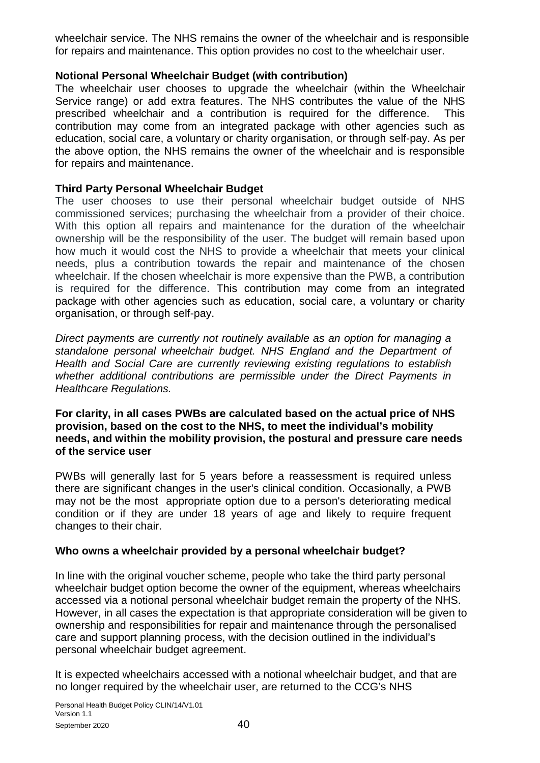wheelchair service. The NHS remains the owner of the wheelchair and is responsible for repairs and maintenance. This option provides no cost to the wheelchair user.

**Notional Personal Wheelchair Budget (with contribution)**

The wheelchair user chooses to upgrade the wheelchair (within the Wheelchair Service range) or add extra features. The NHS contributes the value of the NHS prescribed wheelchair and a contribution is required for the difference. This contribution may come from an integrated package with other agencies such as education, social care, a voluntary or charity organisation, or through self-pay. As per the above option, the NHS remains the owner of the wheelchair and is responsible for repairs and maintenance.

**Third Party Personal Wheelchair Budget**

The user chooses to use their personal wheelchair budget outside of NHS commissioned services; purchasing the wheelchair from a provider of their choice. With this option all repairs and maintenance for the duration of the wheelchair ownership will be the responsibility of the user. The budget will remain based upon how much it would cost the NHS to provide a wheelchair that meets your clinical needs, plus a contribution towards the repair and maintenance of the chosen wheelchair. If the chosen wheelchair is more expensive than the PWB, a contribution is required for the difference. This contribution may come from an integrated package with other agencies such as education, social care, a voluntary or charity organisation, or through self-pay.

*Direct payments are currently not routinely available as an option for managing a standalone personal wheelchair budget. NHS England and the Department of Health and Social Care are currently reviewing existing regulations to establish whether additional contributions are permissible under the Direct Payments in Healthcare Regulations.*

**For clarity, in all cases PWBs are calculated based on the actual price of NHS provision, based on the cost to the NHS, to meet the individual's mobility needs, and within the mobility provision, the postural and pressure care needs of the service user**

PWBs will generally last for 5 years before a reassessment is required unless there are significant changes in the user's clinical condition. Occasionally, a PWB may not be the most appropriate option due to a person's deteriorating medical condition or if they are under 18 years of age and likely to require frequent changes to their chair.

**Who owns a wheelchair provided by a personal wheelchair budget?**

In line with the original voucher scheme, people who take the third party personal wheelchair budget option become the owner of the equipment, whereas wheelchairs accessed via a notional personal wheelchair budget remain the property of the NHS. However, in all cases the expectation is that appropriate consideration will be given to ownership and responsibilities for repair and maintenance through the personalised care and support planning process, with the decision outlined in the individual's personal wheelchair budget agreement.

It is expected wheelchairs accessed with a notional wheelchair budget, and that are no longer required by the wheelchair user, are returned to the CCG's NHS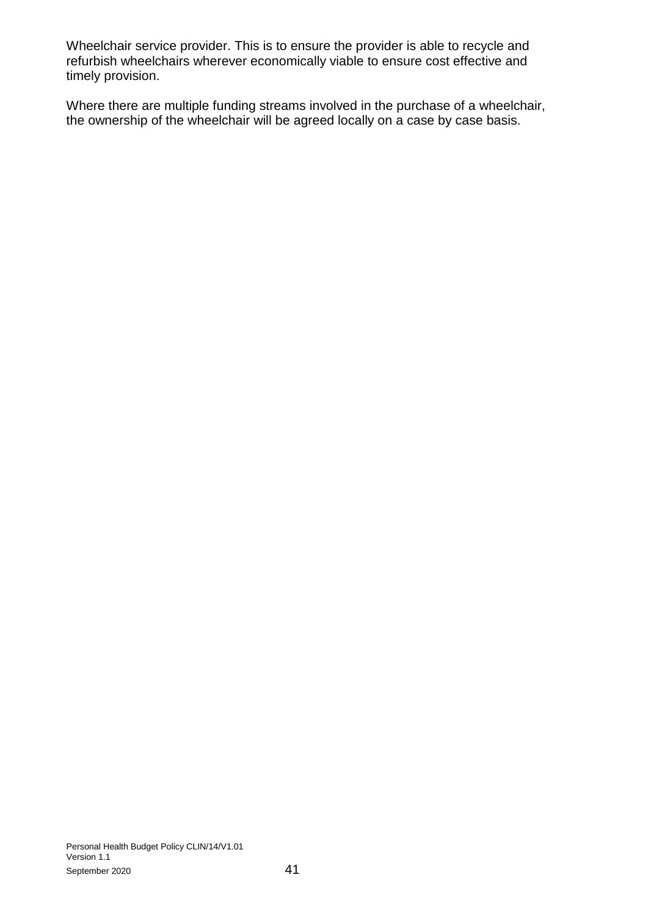Wheelchair service provider. This is to ensure the provider is able to recycle and refurbish wheelchairs wherever economically viable to ensure cost effective and timely provision.

Where there are multiple funding streams involved in the purchase of a wheelchair, the ownership of the wheelchair will be agreed locally on a case by case basis.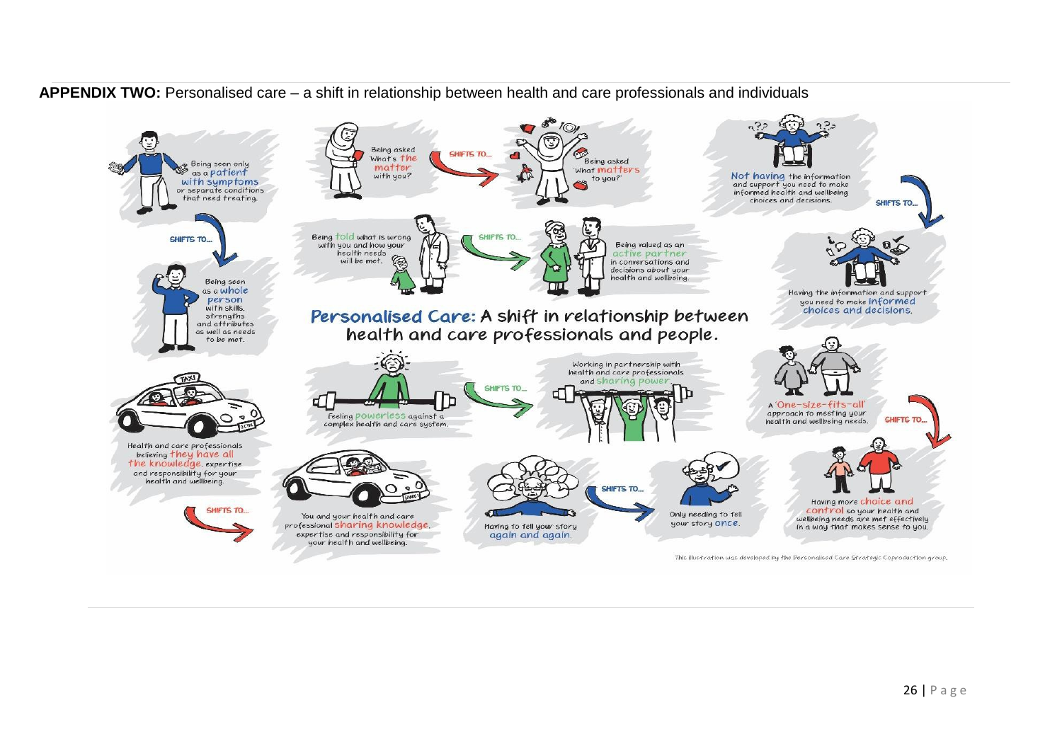**APPENDIX TWO:** Personalised care – a shift in relationship between health and care professionals and individuals

## Personalised Care: A shift in relationship between health and care professionals and people.

Being seen only as a patient with symptoms or separate conditions that need treating.

SHIFTS TO...

Being seen as a whole person with skills, strengths and attributes as well as needs to be met.

Being asked 'What's the matter with you?'

SHIFTS TO...

Being asked 'What matters to you?'

Not having the information and support you need to make informed health and wellbeing choices and decisions.

SHIFTS TO...

Having the information and support you need to make informed choices and decisions.

Being told what is wrong with you and how your health needs will be met.

SHIFTS TO...

Being valued as an active partner in conversations and decisions about your health and wellbeing.

Feeling powerless against a complex health and care system.

SHIFTS TO...

Working in partnership with health and care professionals and sharing power.

A 'One-size-fits-all' approach to meeting your health and wellbeing needs.

SHIFTS TO...

Having more choice and control so your health and wellbeing needs are met effectively in a way that makes sense to you.

Health and care professionals believing they have all the knowledge, expertise and responsibility for your health and wellbeing.

SHIFTS TO...

You and your health and care professional sharing knowledge, expertise and responsibility for your health and wellbeing.

Having to tell your story again and again.

SHIFTS TO...

Only needing to tell your story once.

This illustration was developed by the Personalised Care Strategic Coproduction group.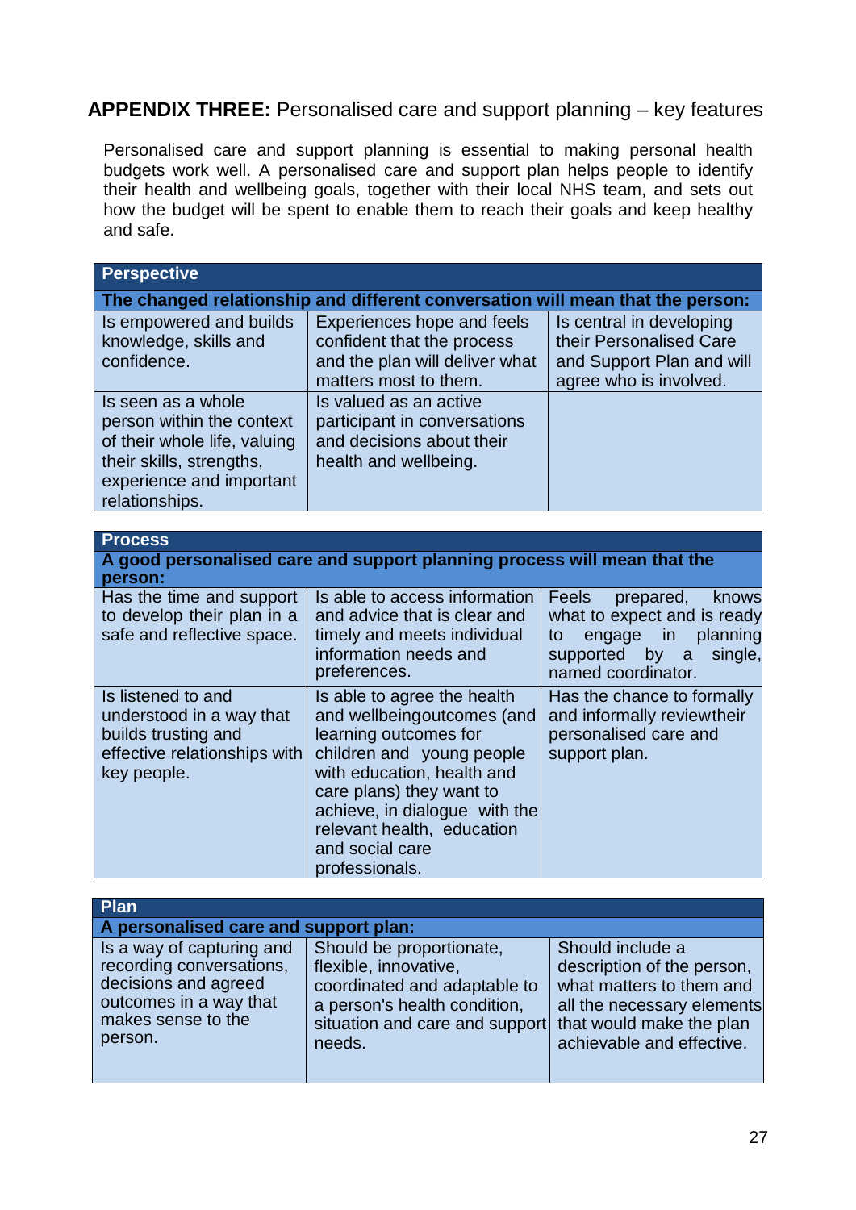## **APPENDIX THREE:** Personalised care and support planning – key features

Personalised care and support planning is essential to making personal health budgets work well. A personalised care and support plan helps people to identify their health and wellbeing goals, together with their local NHS team, and sets out how the budget will be spent to enable them to reach their goals and keep healthy and safe.

| **Perspective** | | |
|---|---|---|
| **The changed relationship and different conversation will mean that the person:** | | |
| Is empowered and builds knowledge, skills and confidence. | Experiences hope and feels confident that the process and the plan will deliver what matters most to them. | Is central in developing their Personalised Care and Support Plan and will agree who is involved. |
| Is seen as a whole person within the context of their whole life, valuing their skills, strengths, experience and important relationships. | Is valued as an active participant in conversations and decisions about their health and wellbeing. | |

| **Process** | | |
|---|---|---|
| **A good personalised care and support planning process will mean that the person:** | | |
| Has the time and support to develop their plan in a safe and reflective space. | Is able to access information and advice that is clear and timely and meets individual information needs and preferences. | Feels prepared, knows what to expect and is ready to engage in planning supported by a single, named coordinator. |
| Is listened to and understood in a way that builds trusting and effective relationships with key people. | Is able to agree the health and wellbeingoutcomes (and learning outcomes for children and young people with education, health and care plans) they want to achieve, in dialogue with the relevant health, education and social care professionals. | Has the chance to formally and informally reviewtheir personalised care and support plan. |

| **Plan** | | |
|---|---|---|
| **A personalised care and support plan:** | | |
| Is a way of capturing and recording conversations, decisions and agreed outcomes in a way that makes sense to the person. | Should be proportionate, flexible, innovative, coordinated and adaptable to a person's health condition, situation and care and support needs. | Should include a description of the person, what matters to them and all the necessary elements that would make the plan achievable and effective. |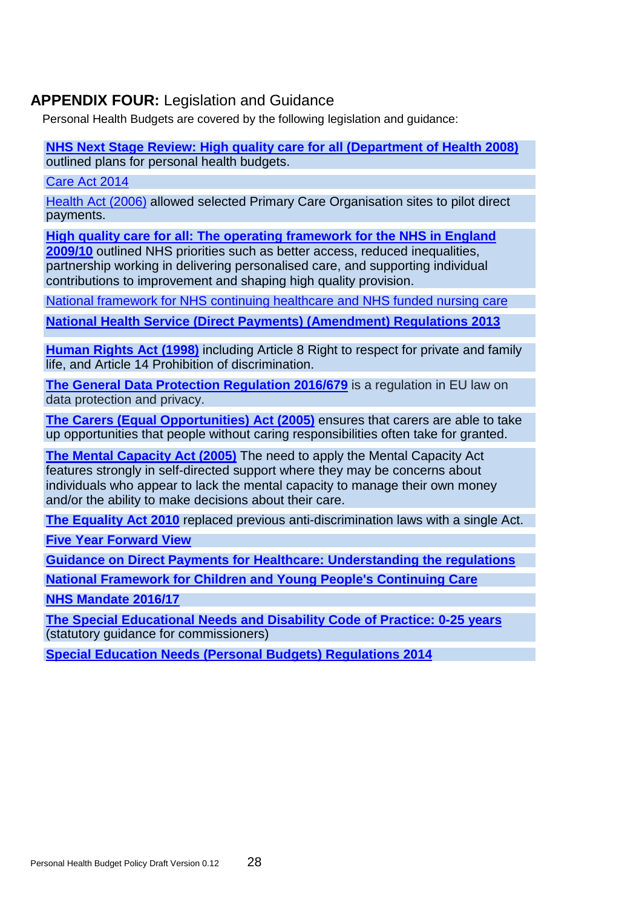## **APPENDIX FOUR:** Legislation and Guidance

Personal Health Budgets are covered by the following legislation and guidance:

**NHS Next Stage Review: High quality care for all (Department of Health 2008)** outlined plans for personal health budgets.

Care Act 2014

Health Act (2006) allowed selected Primary Care Organisation sites to pilot direct payments.

**High quality care for all: The operating framework for the NHS in England 2009/10** outlined NHS priorities such as better access, reduced inequalities, partnership working in delivering personalised care, and supporting individual contributions to improvement and shaping high quality provision.

National framework for NHS continuing healthcare and NHS funded nursing care

**National Health Service (Direct Payments) (Amendment) Regulations 2013**

**Human Rights Act (1998)** including Article 8 Right to respect for private and family life, and Article 14 Prohibition of discrimination.

**The General Data Protection Regulation 2016/679** is a regulation in EU law on data protection and privacy.

**The Carers (Equal Opportunities) Act (2005)** ensures that carers are able to take up opportunities that people without caring responsibilities often take for granted.

**The Mental Capacity Act (2005)** The need to apply the Mental Capacity Act features strongly in self-directed support where they may be concerns about individuals who appear to lack the mental capacity to manage their own money and/or the ability to make decisions about their care.

**The Equality Act 2010** replaced previous anti-discrimination laws with a single Act.

**Five Year Forward View**

**Guidance on Direct Payments for Healthcare: Understanding the regulations**

**National Framework for Children and Young People's Continuing Care**

**NHS Mandate 2016/17**

**The Special Educational Needs and Disability Code of Practice: 0-25 years** (statutory guidance for commissioners)

**Special Education Needs (Personal Budgets) Regulations 2014**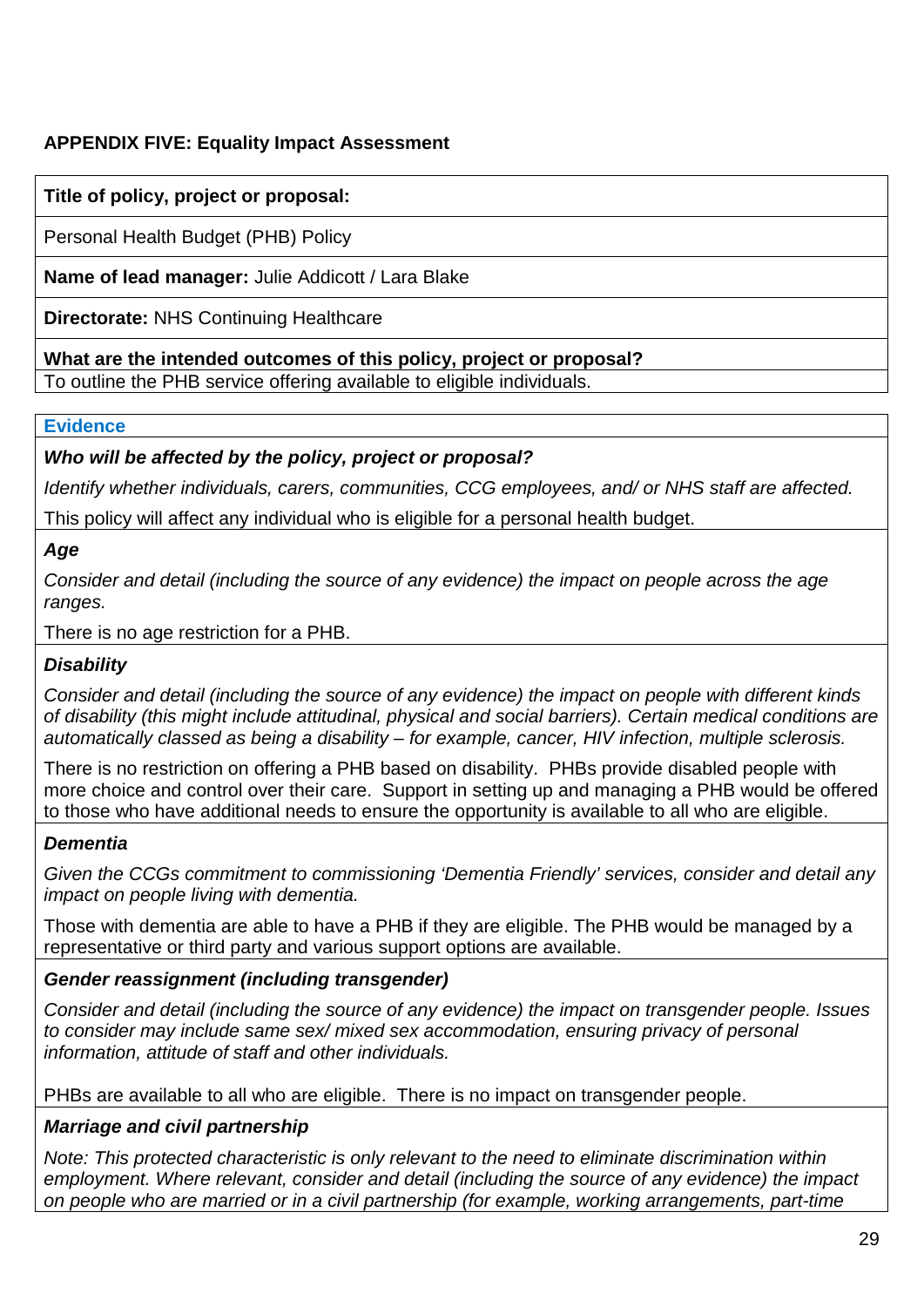**APPENDIX FIVE: Equality Impact Assessment**

| **Title of policy, project or proposal:** |
|---|
| Personal Health Budget (PHB) Policy |
| **Name of lead manager:** Julie Addicott / Lara Blake |
| **Directorate:** NHS Continuing Healthcare |
| **What are the intended outcomes of this policy, project or proposal?** To outline the PHB service offering available to eligible individuals. |

| **Evidence** |
|---|
| ***Who will be affected by the policy, project or proposal?*** *Identify whether individuals, carers, communities, CCG employees, and/ or NHS staff are affected.* This policy will affect any individual who is eligible for a personal health budget. |
| ***Age*** *Consider and detail (including the source of any evidence) the impact on people across the age ranges.* There is no age restriction for a PHB. |
| ***Disability*** *Consider and detail (including the source of any evidence) the impact on people with different kinds of disability (this might include attitudinal, physical and social barriers). Certain medical conditions are automatically classed as being a disability – for example, cancer, HIV infection, multiple sclerosis.* There is no restriction on offering a PHB based on disability. PHBs provide disabled people with more choice and control over their care. Support in setting up and managing a PHB would be offered to those who have additional needs to ensure the opportunity is available to all who are eligible. |
| ***Dementia*** *Given the CCGs commitment to commissioning 'Dementia Friendly' services, consider and detail any impact on people living with dementia.* Those with dementia are able to have a PHB if they are eligible. The PHB would be managed by a representative or third party and various support options are available. |
| ***Gender reassignment (including transgender)*** *Consider and detail (including the source of any evidence) the impact on transgender people. Issues to consider may include same sex/ mixed sex accommodation, ensuring privacy of personal information, attitude of staff and other individuals.* PHBs are available to all who are eligible. There is no impact on transgender people. |
| ***Marriage and civil partnership*** *Note: This protected characteristic is only relevant to the need to eliminate discrimination within employment. Where relevant, consider and detail (including the source of any evidence) the impact on people who are married or in a civil partnership (for example, working arrangements, part-time* |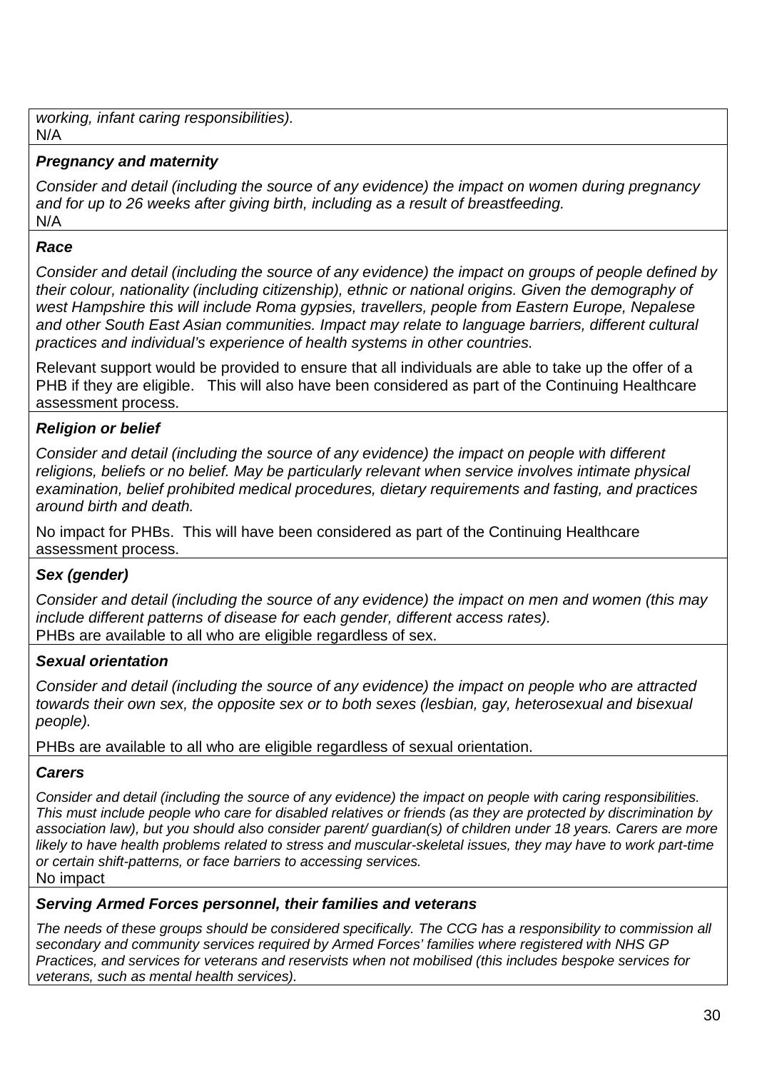*working, infant caring responsibilities).*
N/A

***Pregnancy and maternity***

*Consider and detail (including the source of any evidence) the impact on women during pregnancy and for up to 26 weeks after giving birth, including as a result of breastfeeding.*
N/A

***Race***

*Consider and detail (including the source of any evidence) the impact on groups of people defined by their colour, nationality (including citizenship), ethnic or national origins. Given the demography of west Hampshire this will include Roma gypsies, travellers, people from Eastern Europe, Nepalese and other South East Asian communities. Impact may relate to language barriers, different cultural practices and individual's experience of health systems in other countries.*

Relevant support would be provided to ensure that all individuals are able to take up the offer of a PHB if they are eligible. This will also have been considered as part of the Continuing Healthcare assessment process.

***Religion or belief***

*Consider and detail (including the source of any evidence) the impact on people with different religions, beliefs or no belief. May be particularly relevant when service involves intimate physical examination, belief prohibited medical procedures, dietary requirements and fasting, and practices around birth and death.*

No impact for PHBs. This will have been considered as part of the Continuing Healthcare assessment process.

***Sex (gender)***

*Consider and detail (including the source of any evidence) the impact on men and women (this may include different patterns of disease for each gender, different access rates).*
PHBs are available to all who are eligible regardless of sex.

***Sexual orientation***

*Consider and detail (including the source of any evidence) the impact on people who are attracted towards their own sex, the opposite sex or to both sexes (lesbian, gay, heterosexual and bisexual people).*

PHBs are available to all who are eligible regardless of sexual orientation.

***Carers***

*Consider and detail (including the source of any evidence) the impact on people with caring responsibilities. This must include people who care for disabled relatives or friends (as they are protected by discrimination by association law), but you should also consider parent/ guardian(s) of children under 18 years. Carers are more likely to have health problems related to stress and muscular-skeletal issues, they may have to work part-time or certain shift-patterns, or face barriers to accessing services.*
No impact

***Serving Armed Forces personnel, their families and veterans***

*The needs of these groups should be considered specifically. The CCG has a responsibility to commission all secondary and community services required by Armed Forces' families where registered with NHS GP Practices, and services for veterans and reservists when not mobilised (this includes bespoke services for veterans, such as mental health services).*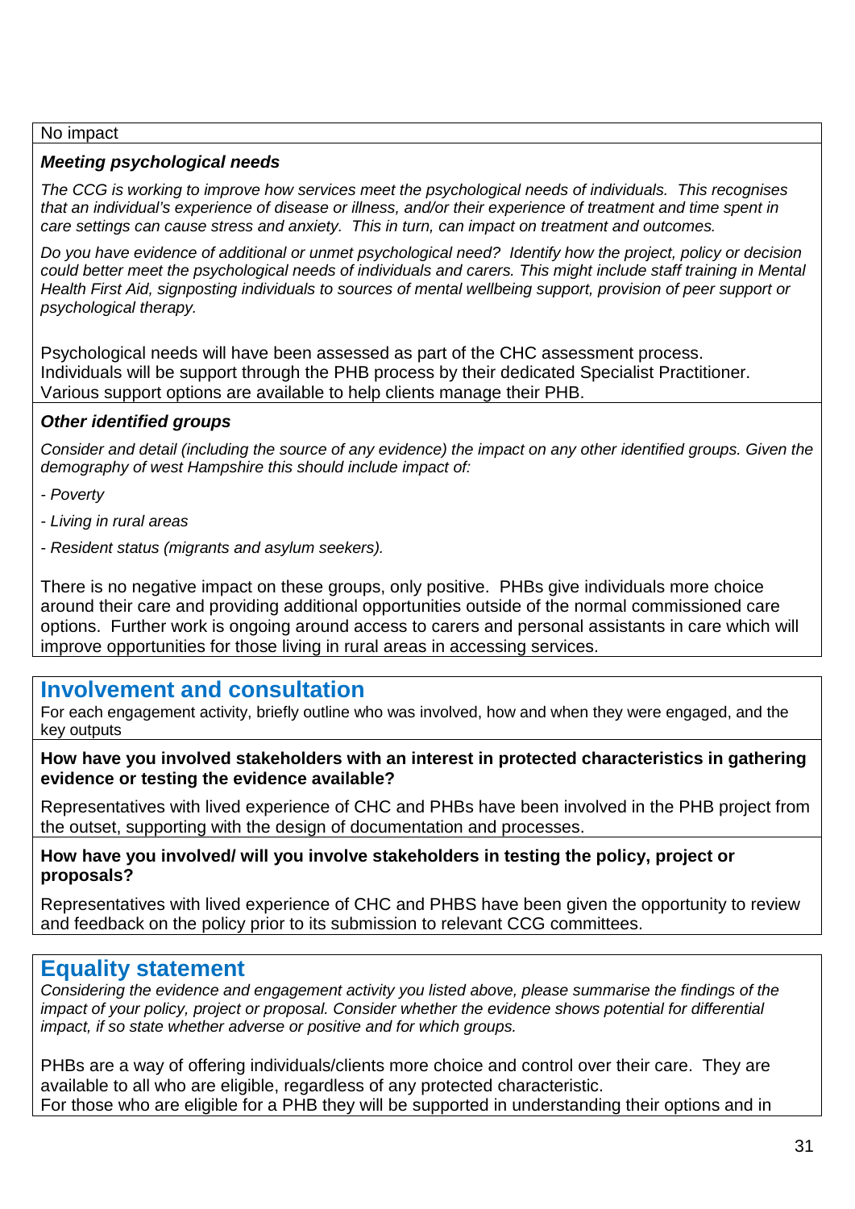No impact

***Meeting psychological needs***

*The CCG is working to improve how services meet the psychological needs of individuals. This recognises that an individual's experience of disease or illness, and/or their experience of treatment and time spent in care settings can cause stress and anxiety. This in turn, can impact on treatment and outcomes.*

*Do you have evidence of additional or unmet psychological need? Identify how the project, policy or decision could better meet the psychological needs of individuals and carers. This might include staff training in Mental Health First Aid, signposting individuals to sources of mental wellbeing support, provision of peer support or psychological therapy.*

Psychological needs will have been assessed as part of the CHC assessment process. Individuals will be support through the PHB process by their dedicated Specialist Practitioner. Various support options are available to help clients manage their PHB.

***Other identified groups***

*Consider and detail (including the source of any evidence) the impact on any other identified groups. Given the demography of west Hampshire this should include impact of:*

*- Poverty*

*- Living in rural areas*

*- Resident status (migrants and asylum seekers).*

There is no negative impact on these groups, only positive. PHBs give individuals more choice around their care and providing additional opportunities outside of the normal commissioned care options. Further work is ongoing around access to carers and personal assistants in care which will improve opportunities for those living in rural areas in accessing services.

## Involvement and consultation

For each engagement activity, briefly outline who was involved, how and when they were engaged, and the key outputs

**How have you involved stakeholders with an interest in protected characteristics in gathering evidence or testing the evidence available?**

Representatives with lived experience of CHC and PHBs have been involved in the PHB project from the outset, supporting with the design of documentation and processes.

**How have you involved/ will you involve stakeholders in testing the policy, project or proposals?**

Representatives with lived experience of CHC and PHBS have been given the opportunity to review and feedback on the policy prior to its submission to relevant CCG committees.

## Equality statement

*Considering the evidence and engagement activity you listed above, please summarise the findings of the impact of your policy, project or proposal. Consider whether the evidence shows potential for differential impact, if so state whether adverse or positive and for which groups.*

PHBs are a way of offering individuals/clients more choice and control over their care. They are available to all who are eligible, regardless of any protected characteristic.
For those who are eligible for a PHB they will be supported in understanding their options and in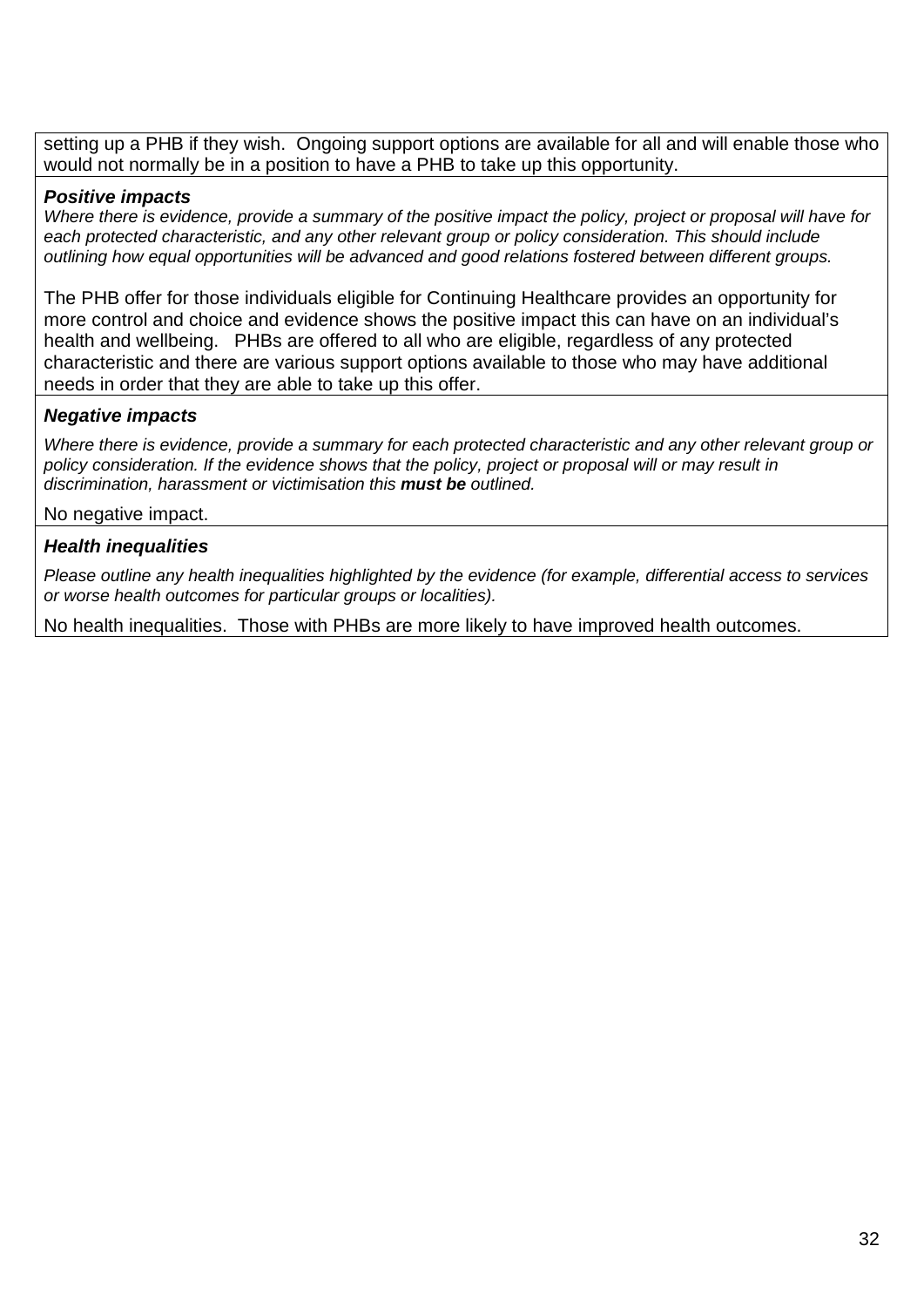setting up a PHB if they wish. Ongoing support options are available for all and will enable those who would not normally be in a position to have a PHB to take up this opportunity.

***Positive impacts***

*Where there is evidence, provide a summary of the positive impact the policy, project or proposal will have for each protected characteristic, and any other relevant group or policy consideration. This should include outlining how equal opportunities will be advanced and good relations fostered between different groups.*

The PHB offer for those individuals eligible for Continuing Healthcare provides an opportunity for more control and choice and evidence shows the positive impact this can have on an individual's health and wellbeing. PHBs are offered to all who are eligible, regardless of any protected characteristic and there are various support options available to those who may have additional needs in order that they are able to take up this offer.

***Negative impacts***

*Where there is evidence, provide a summary for each protected characteristic and any other relevant group or policy consideration. If the evidence shows that the policy, project or proposal will or may result in discrimination, harassment or victimisation this **must be** outlined.*

No negative impact.

***Health inequalities***

*Please outline any health inequalities highlighted by the evidence (for example, differential access to services or worse health outcomes for particular groups or localities).*

No health inequalities. Those with PHBs are more likely to have improved health outcomes.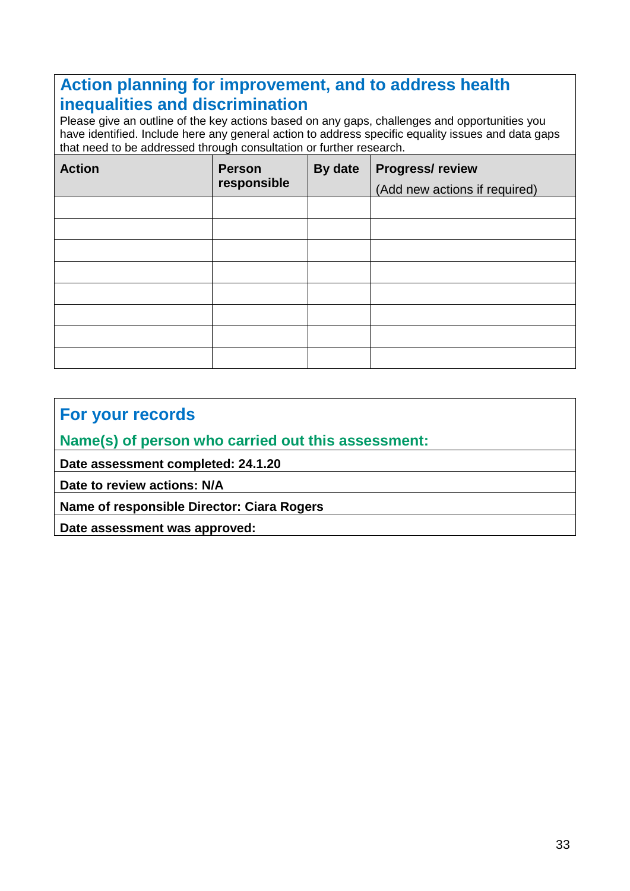## Action planning for improvement, and to address health inequalities and discrimination

Please give an outline of the key actions based on any gaps, challenges and opportunities you have identified. Include here any general action to address specific equality issues and data gaps that need to be addressed through consultation or further research.

| Action | Person responsible | By date | Progress/ review (Add new actions if required) |
|---|---|---|---|
| | | | |
| | | | |
| | | | |
| | | | |
| | | | |
| | | | |
| | | | |
| | | | |

## For your records

### Name(s) of person who carried out this assessment:

**Date assessment completed: 24.1.20**

**Date to review actions: N/A**

**Name of responsible Director: Ciara Rogers**

**Date assessment was approved:**